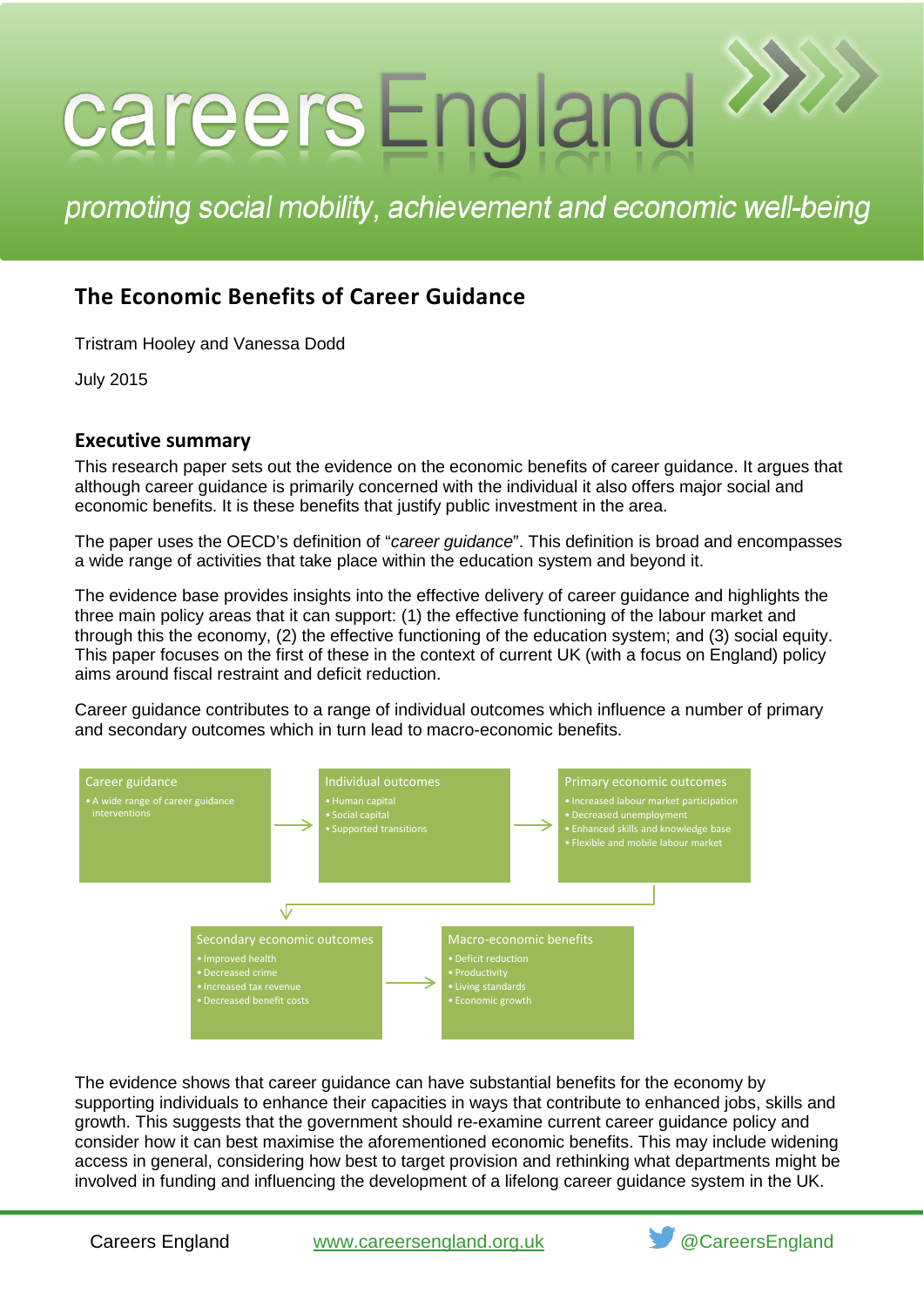# careers England

*promoting social mobility, achievement and economic well-being*

## The Economic Benefits of Career Guidance

Tristram Hooley and Vanessa Dodd

July 2015

### Executive summary

This research paper sets out the evidence on the economic benefits of career guidance. It argues that although career guidance is primarily concerned with the individual it also offers major social and economic benefits. It is these benefits that justify public investment in the area.

The paper uses the OECD's definition of "*career guidance*". This definition is broad and encompasses a wide range of activities that take place within the education system and beyond it.

The evidence base provides insights into the effective delivery of career guidance and highlights the three main policy areas that it can support: (1) the effective functioning of the labour market and through this the economy, (2) the effective functioning of the education system; and (3) social equity. This paper focuses on the first of these in the context of current UK (with a focus on England) policy aims around fiscal restraint and deficit reduction.

Career guidance contributes to a range of individual outcomes which influence a number of primary and secondary outcomes which in turn lead to macro-economic benefits.

**Career guidance**
- A wide range of career guidance interventions

→

**Individual outcomes**
- Human capital
- Social capital
- Supported transitions

→

**Primary economic outcomes**
- Increased labour market participation
- Decreased unemployment
- Enhanced skills and knowledge base
- Flexible and mobile labour market

→

**Secondary economic outcomes**
- Improved health
- Decreased crime
- Increased tax revenue
- Decreased benefit costs

→

**Macro-economic benefits**
- Deficit reduction
- Productivity
- Living standards
- Economic growth

The evidence shows that career guidance can have substantial benefits for the economy by supporting individuals to enhance their capacities in ways that contribute to enhanced jobs, skills and growth. This suggests that the government should re-examine current career guidance policy and consider how it can best maximise the aforementioned economic benefits. This may include widening access in general, considering how best to target provision and rethinking what departments might be involved in funding and influencing the development of a lifelong career guidance system in the UK.

Careers England www.careersengland.org.uk @CareersEngland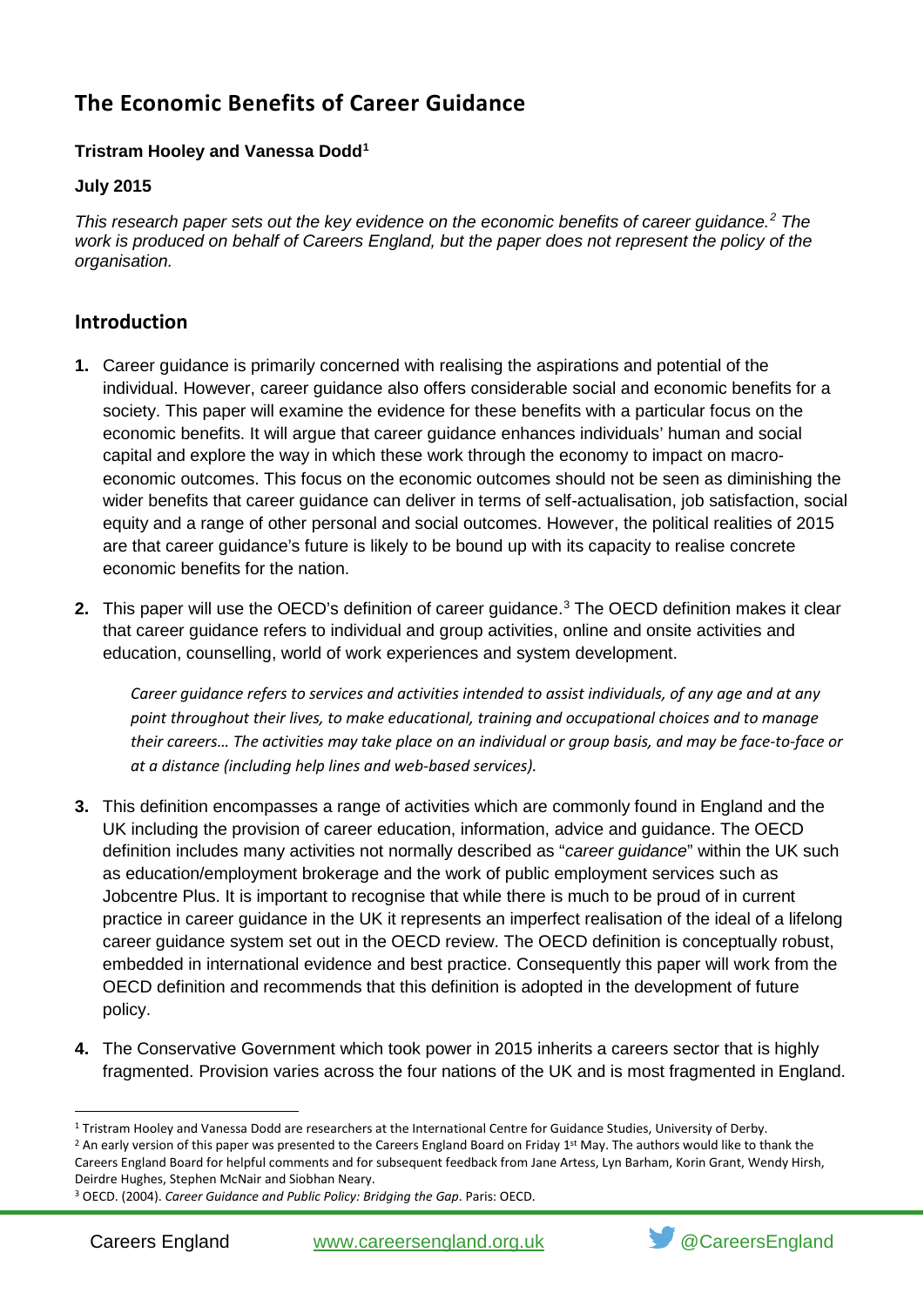# The Economic Benefits of Career Guidance

**Tristram Hooley and Vanessa Dodd**[1]

**July 2015**

*This research paper sets out the key evidence on the economic benefits of career guidance.*[2] *The work is produced on behalf of Careers England, but the paper does not represent the policy of the organisation.*

## Introduction

**1.** Career guidance is primarily concerned with realising the aspirations and potential of the individual. However, career guidance also offers considerable social and economic benefits for a society. This paper will examine the evidence for these benefits with a particular focus on the economic benefits. It will argue that career guidance enhances individuals' human and social capital and explore the way in which these work through the economy to impact on macro-economic outcomes. This focus on the economic outcomes should not be seen as diminishing the wider benefits that career guidance can deliver in terms of self-actualisation, job satisfaction, social equity and a range of other personal and social outcomes. However, the political realities of 2015 are that career guidance's future is likely to be bound up with its capacity to realise concrete economic benefits for the nation.

**2.** This paper will use the OECD's definition of career guidance.[3] The OECD definition makes it clear that career guidance refers to individual and group activities, online and onsite activities and education, counselling, world of work experiences and system development.

> *Career guidance refers to services and activities intended to assist individuals, of any age and at any point throughout their lives, to make educational, training and occupational choices and to manage their careers… The activities may take place on an individual or group basis, and may be face-to-face or at a distance (including help lines and web-based services).*

**3.** This definition encompasses a range of activities which are commonly found in England and the UK including the provision of career education, information, advice and guidance. The OECD definition includes many activities not normally described as "*career guidance*" within the UK such as education/employment brokerage and the work of public employment services such as Jobcentre Plus. It is important to recognise that while there is much to be proud of in current practice in career guidance in the UK it represents an imperfect realisation of the ideal of a lifelong career guidance system set out in the OECD review. The OECD definition is conceptually robust, embedded in international evidence and best practice. Consequently this paper will work from the OECD definition and recommends that this definition is adopted in the development of future policy.

**4.** The Conservative Government which took power in 2015 inherits a careers sector that is highly fragmented. Provision varies across the four nations of the UK and is most fragmented in England.

---

[1] Tristram Hooley and Vanessa Dodd are researchers at the International Centre for Guidance Studies, University of Derby.

[2] An early version of this paper was presented to the Careers England Board on Friday 1st May. The authors would like to thank the Careers England Board for helpful comments and for subsequent feedback from Jane Artess, Lyn Barham, Korin Grant, Wendy Hirsh, Deirdre Hughes, Stephen McNair and Siobhan Neary.

[3] OECD. (2004). *Career Guidance and Public Policy: Bridging the Gap*. Paris: OECD.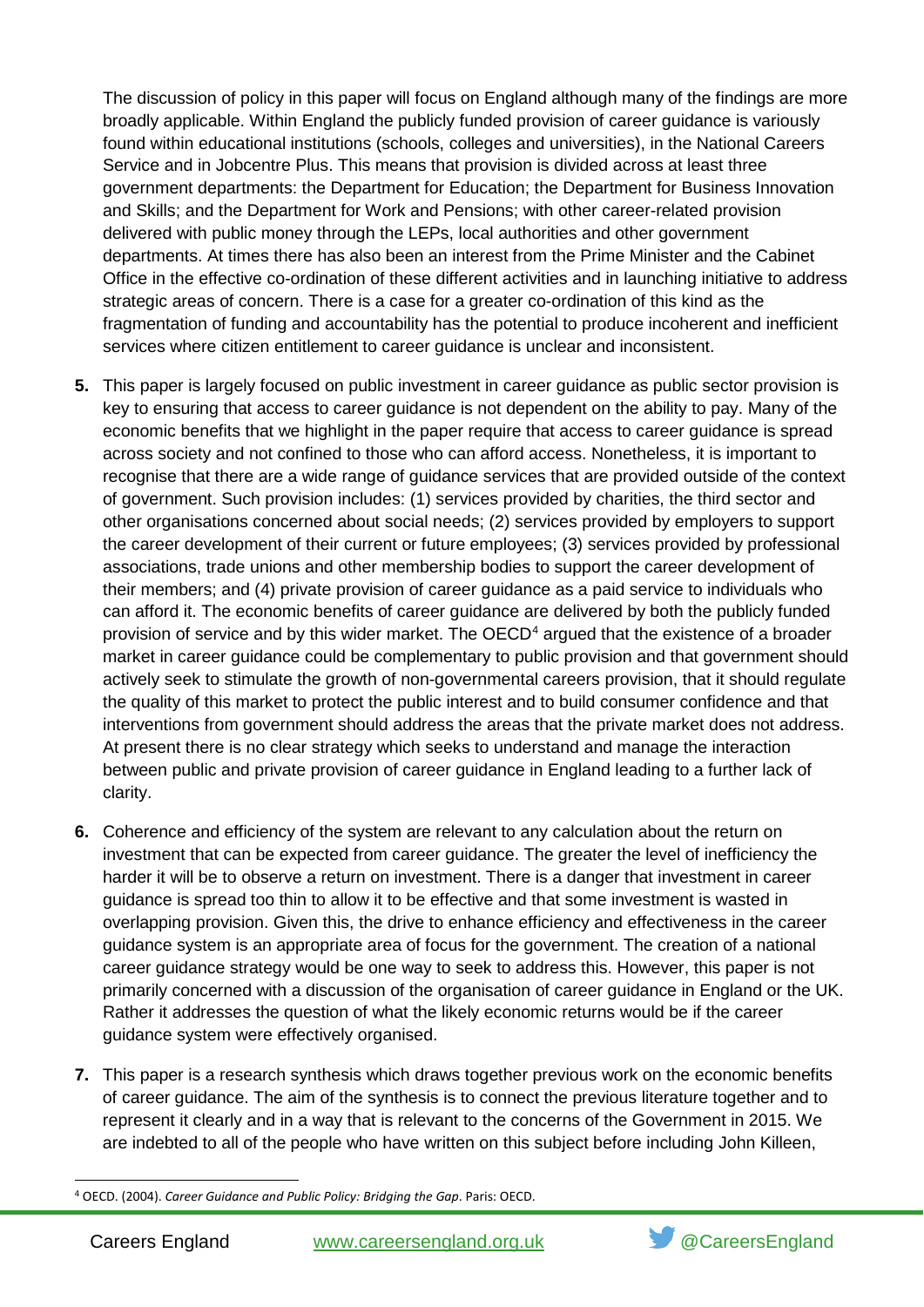The discussion of policy in this paper will focus on England although many of the findings are more broadly applicable. Within England the publicly funded provision of career guidance is variously found within educational institutions (schools, colleges and universities), in the National Careers Service and in Jobcentre Plus. This means that provision is divided across at least three government departments: the Department for Education; the Department for Business Innovation and Skills; and the Department for Work and Pensions; with other career-related provision delivered with public money through the LEPs, local authorities and other government departments. At times there has also been an interest from the Prime Minister and the Cabinet Office in the effective co-ordination of these different activities and in launching initiative to address strategic areas of concern. There is a case for a greater co-ordination of this kind as the fragmentation of funding and accountability has the potential to produce incoherent and inefficient services where citizen entitlement to career guidance is unclear and inconsistent.

**5.** This paper is largely focused on public investment in career guidance as public sector provision is key to ensuring that access to career guidance is not dependent on the ability to pay. Many of the economic benefits that we highlight in the paper require that access to career guidance is spread across society and not confined to those who can afford access. Nonetheless, it is important to recognise that there are a wide range of guidance services that are provided outside of the context of government. Such provision includes: (1) services provided by charities, the third sector and other organisations concerned about social needs; (2) services provided by employers to support the career development of their current or future employees; (3) services provided by professional associations, trade unions and other membership bodies to support the career development of their members; and (4) private provision of career guidance as a paid service to individuals who can afford it. The economic benefits of career guidance are delivered by both the publicly funded provision of service and by this wider market. The OECD[4] argued that the existence of a broader market in career guidance could be complementary to public provision and that government should actively seek to stimulate the growth of non-governmental careers provision, that it should regulate the quality of this market to protect the public interest and to build consumer confidence and that interventions from government should address the areas that the private market does not address. At present there is no clear strategy which seeks to understand and manage the interaction between public and private provision of career guidance in England leading to a further lack of clarity.

**6.** Coherence and efficiency of the system are relevant to any calculation about the return on investment that can be expected from career guidance. The greater the level of inefficiency the harder it will be to observe a return on investment. There is a danger that investment in career guidance is spread too thin to allow it to be effective and that some investment is wasted in overlapping provision. Given this, the drive to enhance efficiency and effectiveness in the career guidance system is an appropriate area of focus for the government. The creation of a national career guidance strategy would be one way to seek to address this. However, this paper is not primarily concerned with a discussion of the organisation of career guidance in England or the UK. Rather it addresses the question of what the likely economic returns would be if the career guidance system were effectively organised.

**7.** This paper is a research synthesis which draws together previous work on the economic benefits of career guidance. The aim of the synthesis is to connect the previous literature together and to represent it clearly and in a way that is relevant to the concerns of the Government in 2015. We are indebted to all of the people who have written on this subject before including John Killeen,

[4] OECD. (2004). *Career Guidance and Public Policy: Bridging the Gap*. Paris: OECD.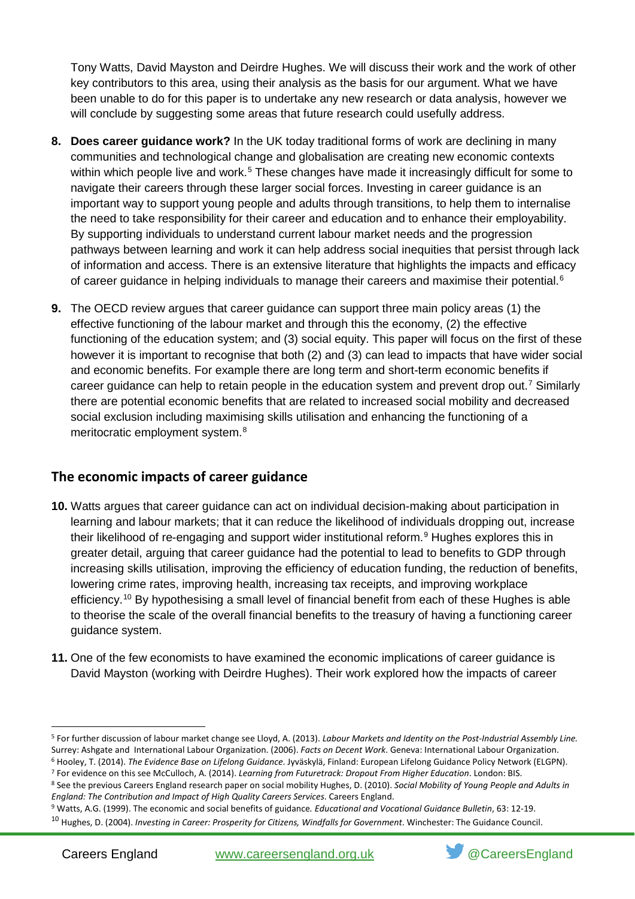Tony Watts, David Mayston and Deirdre Hughes. We will discuss their work and the work of other key contributors to this area, using their analysis as the basis for our argument. What we have been unable to do for this paper is to undertake any new research or data analysis, however we will conclude by suggesting some areas that future research could usefully address.

8. **Does career guidance work?** In the UK today traditional forms of work are declining in many communities and technological change and globalisation are creating new economic contexts within which people live and work.[5] These changes have made it increasingly difficult for some to navigate their careers through these larger social forces. Investing in career guidance is an important way to support young people and adults through transitions, to help them to internalise the need to take responsibility for their career and education and to enhance their employability. By supporting individuals to understand current labour market needs and the progression pathways between learning and work it can help address social inequities that persist through lack of information and access. There is an extensive literature that highlights the impacts and efficacy of career guidance in helping individuals to manage their careers and maximise their potential.[6]

9. The OECD review argues that career guidance can support three main policy areas (1) the effective functioning of the labour market and through this the economy, (2) the effective functioning of the education system; and (3) social equity. This paper will focus on the first of these however it is important to recognise that both (2) and (3) can lead to impacts that have wider social and economic benefits. For example there are long term and short-term economic benefits if career guidance can help to retain people in the education system and prevent drop out.[7] Similarly there are potential economic benefits that are related to increased social mobility and decreased social exclusion including maximising skills utilisation and enhancing the functioning of a meritocratic employment system.[8]

## The economic impacts of career guidance

10. Watts argues that career guidance can act on individual decision-making about participation in learning and labour markets; that it can reduce the likelihood of individuals dropping out, increase their likelihood of re-engaging and support wider institutional reform.[9] Hughes explores this in greater detail, arguing that career guidance had the potential to lead to benefits to GDP through increasing skills utilisation, improving the efficiency of education funding, the reduction of benefits, lowering crime rates, improving health, increasing tax receipts, and improving workplace efficiency.[10] By hypothesising a small level of financial benefit from each of these Hughes is able to theorise the scale of the overall financial benefits to the treasury of having a functioning career guidance system.

11. One of the few economists to have examined the economic implications of career guidance is David Mayston (working with Deirdre Hughes). Their work explored how the impacts of career

---

[5] For further discussion of labour market change see Lloyd, A. (2013). *Labour Markets and Identity on the Post-Industrial Assembly Line.* Surrey: Ashgate and International Labour Organization. (2006). *Facts on Decent Work*. Geneva: International Labour Organization.

[6] Hooley, T. (2014). *The Evidence Base on Lifelong Guidance*. Jyväskylä, Finland: European Lifelong Guidance Policy Network (ELGPN).

[7] For evidence on this see McCulloch, A. (2014). *Learning from Futuretrack: Dropout From Higher Education*. London: BIS.

[8] See the previous Careers England research paper on social mobility Hughes, D. (2010). *Social Mobility of Young People and Adults in England: The Contribution and Impact of High Quality Careers Services*. Careers England.

[9] Watts, A.G. (1999). The economic and social benefits of guidance. *Educational and Vocational Guidance Bulletin*, 63: 12-19.

[10] Hughes, D. (2004). *Investing in Career: Prosperity for Citizens, Windfalls for Government*. Winchester: The Guidance Council.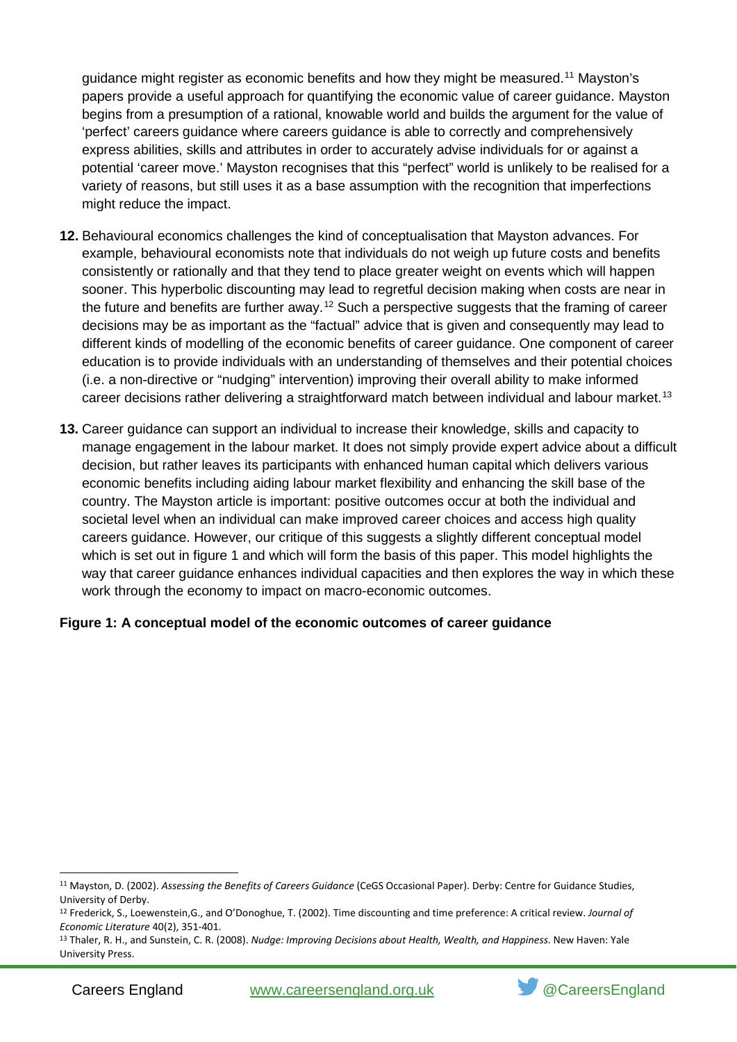guidance might register as economic benefits and how they might be measured.[11] Mayston's papers provide a useful approach for quantifying the economic value of career guidance. Mayston begins from a presumption of a rational, knowable world and builds the argument for the value of 'perfect' careers guidance where careers guidance is able to correctly and comprehensively express abilities, skills and attributes in order to accurately advise individuals for or against a potential 'career move.' Mayston recognises that this "perfect" world is unlikely to be realised for a variety of reasons, but still uses it as a base assumption with the recognition that imperfections might reduce the impact.

**12.** Behavioural economics challenges the kind of conceptualisation that Mayston advances. For example, behavioural economists note that individuals do not weigh up future costs and benefits consistently or rationally and that they tend to place greater weight on events which will happen sooner. This hyperbolic discounting may lead to regretful decision making when costs are near in the future and benefits are further away.[12] Such a perspective suggests that the framing of career decisions may be as important as the "factual" advice that is given and consequently may lead to different kinds of modelling of the economic benefits of career guidance. One component of career education is to provide individuals with an understanding of themselves and their potential choices (i.e. a non-directive or "nudging" intervention) improving their overall ability to make informed career decisions rather delivering a straightforward match between individual and labour market.[13]

**13.** Career guidance can support an individual to increase their knowledge, skills and capacity to manage engagement in the labour market. It does not simply provide expert advice about a difficult decision, but rather leaves its participants with enhanced human capital which delivers various economic benefits including aiding labour market flexibility and enhancing the skill base of the country. The Mayston article is important: positive outcomes occur at both the individual and societal level when an individual can make improved career choices and access high quality careers guidance. However, our critique of this suggests a slightly different conceptual model which is set out in figure 1 and which will form the basis of this paper. This model highlights the way that career guidance enhances individual capacities and then explores the way in which these work through the economy to impact on macro-economic outcomes.

**Figure 1: A conceptual model of the economic outcomes of career guidance**

---

[11] Mayston, D. (2002). *Assessing the Benefits of Careers Guidance* (CeGS Occasional Paper). Derby: Centre for Guidance Studies, University of Derby.

[12] Frederick, S., Loewenstein,G., and O'Donoghue, T. (2002). Time discounting and time preference: A critical review. *Journal of Economic Literature* 40(2), 351-401.

[13] Thaler, R. H., and Sunstein, C. R. (2008). *Nudge: Improving Decisions about Health, Wealth, and Happiness*. New Haven: Yale University Press.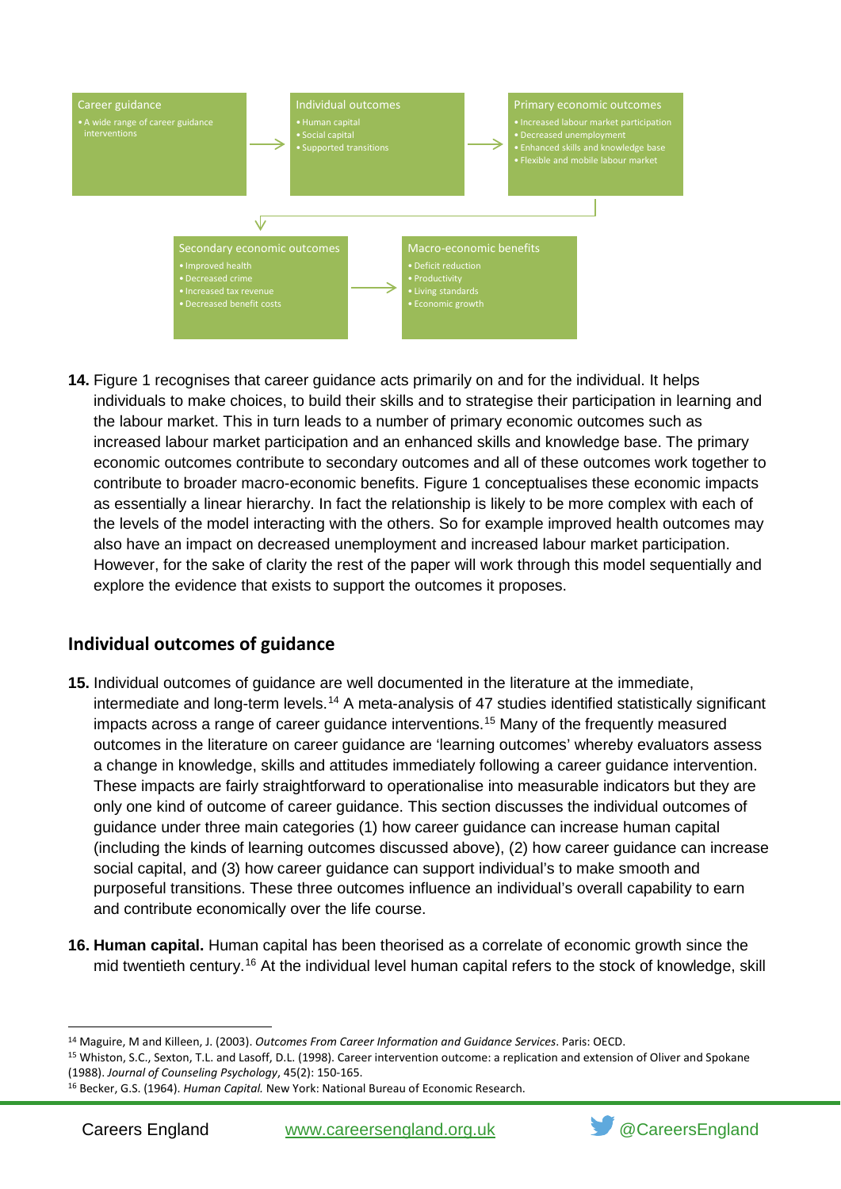Career guidance
- A wide range of career guidance interventions

→

Individual outcomes
- Human capital
- Social capital
- Supported transitions

→

Primary economic outcomes
- Increased labour market participation
- Decreased unemployment
- Enhanced skills and knowledge base
- Flexible and mobile labour market

→

Secondary economic outcomes
- Improved health
- Decreased crime
- Increased tax revenue
- Decreased benefit costs

→

Macro-economic benefits
- Deficit reduction
- Productivity
- Living standards
- Economic growth

**14.** Figure 1 recognises that career guidance acts primarily on and for the individual. It helps individuals to make choices, to build their skills and to strategise their participation in learning and the labour market. This in turn leads to a number of primary economic outcomes such as increased labour market participation and an enhanced skills and knowledge base. The primary economic outcomes contribute to secondary outcomes and all of these outcomes work together to contribute to broader macro-economic benefits. Figure 1 conceptualises these economic impacts as essentially a linear hierarchy. In fact the relationship is likely to be more complex with each of the levels of the model interacting with the others. So for example improved health outcomes may also have an impact on decreased unemployment and increased labour market participation. However, for the sake of clarity the rest of the paper will work through this model sequentially and explore the evidence that exists to support the outcomes it proposes.

## Individual outcomes of guidance

**15.** Individual outcomes of guidance are well documented in the literature at the immediate, intermediate and long-term levels.[14] A meta-analysis of 47 studies identified statistically significant impacts across a range of career guidance interventions.[15] Many of the frequently measured outcomes in the literature on career guidance are 'learning outcomes' whereby evaluators assess a change in knowledge, skills and attitudes immediately following a career guidance intervention. These impacts are fairly straightforward to operationalise into measurable indicators but they are only one kind of outcome of career guidance. This section discusses the individual outcomes of guidance under three main categories (1) how career guidance can increase human capital (including the kinds of learning outcomes discussed above), (2) how career guidance can increase social capital, and (3) how career guidance can support individual's to make smooth and purposeful transitions. These three outcomes influence an individual's overall capability to earn and contribute economically over the life course.

**16. Human capital.** Human capital has been theorised as a correlate of economic growth since the mid twentieth century.[16] At the individual level human capital refers to the stock of knowledge, skill

---

[14] Maguire, M and Killeen, J. (2003). *Outcomes From Career Information and Guidance Services*. Paris: OECD.

[15] Whiston, S.C., Sexton, T.L. and Lasoff, D.L. (1998). Career intervention outcome: a replication and extension of Oliver and Spokane (1988). *Journal of Counseling Psychology*, 45(2): 150-165.

[16] Becker, G.S. (1964). *Human Capital.* New York: National Bureau of Economic Research.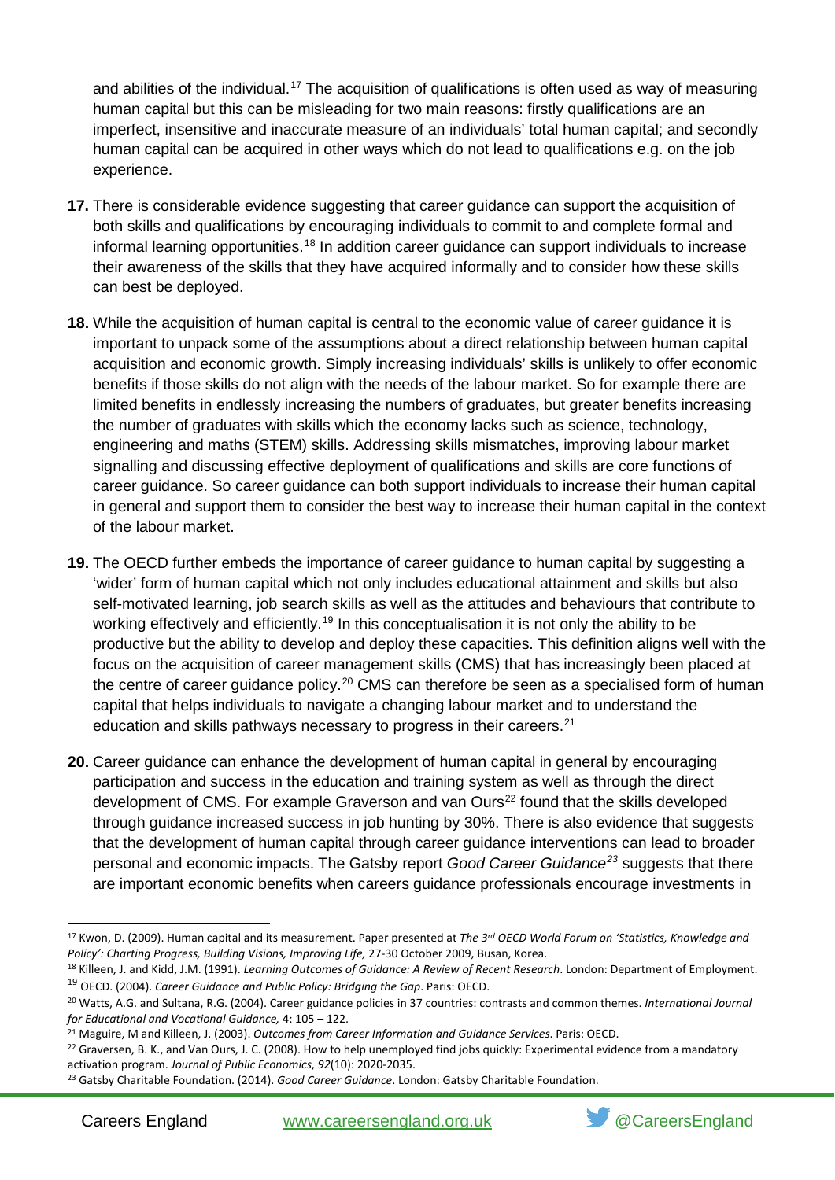and abilities of the individual.[17] The acquisition of qualifications is often used as way of measuring human capital but this can be misleading for two main reasons: firstly qualifications are an imperfect, insensitive and inaccurate measure of an individuals' total human capital; and secondly human capital can be acquired in other ways which do not lead to qualifications e.g. on the job experience.

**17.** There is considerable evidence suggesting that career guidance can support the acquisition of both skills and qualifications by encouraging individuals to commit to and complete formal and informal learning opportunities.[18] In addition career guidance can support individuals to increase their awareness of the skills that they have acquired informally and to consider how these skills can best be deployed.

**18.** While the acquisition of human capital is central to the economic value of career guidance it is important to unpack some of the assumptions about a direct relationship between human capital acquisition and economic growth. Simply increasing individuals' skills is unlikely to offer economic benefits if those skills do not align with the needs of the labour market. So for example there are limited benefits in endlessly increasing the numbers of graduates, but greater benefits increasing the number of graduates with skills which the economy lacks such as science, technology, engineering and maths (STEM) skills. Addressing skills mismatches, improving labour market signalling and discussing effective deployment of qualifications and skills are core functions of career guidance. So career guidance can both support individuals to increase their human capital in general and support them to consider the best way to increase their human capital in the context of the labour market.

**19.** The OECD further embeds the importance of career guidance to human capital by suggesting a 'wider' form of human capital which not only includes educational attainment and skills but also self-motivated learning, job search skills as well as the attitudes and behaviours that contribute to working effectively and efficiently.[19] In this conceptualisation it is not only the ability to be productive but the ability to develop and deploy these capacities. This definition aligns well with the focus on the acquisition of career management skills (CMS) that has increasingly been placed at the centre of career guidance policy.[20] CMS can therefore be seen as a specialised form of human capital that helps individuals to navigate a changing labour market and to understand the education and skills pathways necessary to progress in their careers.[21]

**20.** Career guidance can enhance the development of human capital in general by encouraging participation and success in the education and training system as well as through the direct development of CMS. For example Graverson and van Ours[22] found that the skills developed through guidance increased success in job hunting by 30%. There is also evidence that suggests that the development of human capital through career guidance interventions can lead to broader personal and economic impacts. The Gatsby report *Good Career Guidance*[23] suggests that there are important economic benefits when careers guidance professionals encourage investments in

---

[17] Kwon, D. (2009). Human capital and its measurement. Paper presented at *The 3rd OECD World Forum on 'Statistics, Knowledge and Policy': Charting Progress, Building Visions, Improving Life,* 27-30 October 2009, Busan, Korea.

[18] Killeen, J. and Kidd, J.M. (1991). *Learning Outcomes of Guidance: A Review of Recent Research*. London: Department of Employment.

[19] OECD. (2004). *Career Guidance and Public Policy: Bridging the Gap*. Paris: OECD.

[20] Watts, A.G. and Sultana, R.G. (2004). Career guidance policies in 37 countries: contrasts and common themes. *International Journal for Educational and Vocational Guidance,* 4: 105 – 122.

[21] Maguire, M and Killeen, J. (2003). *Outcomes from Career Information and Guidance Services*. Paris: OECD.

[22] Graversen, B. K., and Van Ours, J. C. (2008). How to help unemployed find jobs quickly: Experimental evidence from a mandatory activation program. *Journal of Public Economics*, *92*(10): 2020-2035.

[23] Gatsby Charitable Foundation. (2014). *Good Career Guidance*. London: Gatsby Charitable Foundation.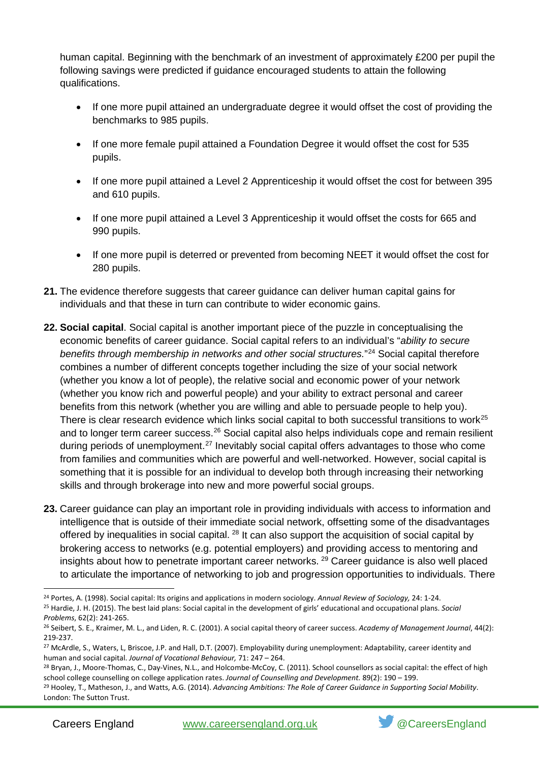human capital. Beginning with the benchmark of an investment of approximately £200 per pupil the following savings were predicted if guidance encouraged students to attain the following qualifications.

- If one more pupil attained an undergraduate degree it would offset the cost of providing the benchmarks to 985 pupils.
- If one more female pupil attained a Foundation Degree it would offset the cost for 535 pupils.
- If one more pupil attained a Level 2 Apprenticeship it would offset the cost for between 395 and 610 pupils.
- If one more pupil attained a Level 3 Apprenticeship it would offset the costs for 665 and 990 pupils.
- If one more pupil is deterred or prevented from becoming NEET it would offset the cost for 280 pupils.

**21.** The evidence therefore suggests that career guidance can deliver human capital gains for individuals and that these in turn can contribute to wider economic gains.

**22. Social capital**. Social capital is another important piece of the puzzle in conceptualising the economic benefits of career guidance. Social capital refers to an individual's "*ability to secure benefits through membership in networks and other social structures.*"[24] Social capital therefore combines a number of different concepts together including the size of your social network (whether you know a lot of people), the relative social and economic power of your network (whether you know rich and powerful people) and your ability to extract personal and career benefits from this network (whether you are willing and able to persuade people to help you). There is clear research evidence which links social capital to both successful transitions to work[25] and to longer term career success.[26] Social capital also helps individuals cope and remain resilient during periods of unemployment.[27] Inevitably social capital offers advantages to those who come from families and communities which are powerful and well-networked. However, social capital is something that it is possible for an individual to develop both through increasing their networking skills and through brokerage into new and more powerful social groups.

**23.** Career guidance can play an important role in providing individuals with access to information and intelligence that is outside of their immediate social network, offsetting some of the disadvantages offered by inequalities in social capital. [28] It can also support the acquisition of social capital by brokering access to networks (e.g. potential employers) and providing access to mentoring and insights about how to penetrate important career networks. [29] Career guidance is also well placed to articulate the importance of networking to job and progression opportunities to individuals. There

---

[24] Portes, A. (1998). Social capital: Its origins and applications in modern sociology. *Annual Review of Sociology,* 24: 1-24.

[25] Hardie, J. H. (2015). The best laid plans: Social capital in the development of girls' educational and occupational plans. *Social Problems*, 62(2): 241-265.

[26] Seibert, S. E., Kraimer, M. L., and Liden, R. C. (2001). A social capital theory of career success. *Academy of Management Journal*, 44(2): 219-237.

[27] McArdle, S., Waters, L, Briscoe, J.P. and Hall, D.T. (2007). Employability during unemployment: Adaptability, career identity and human and social capital. *Journal of Vocational Behaviour,* 71: 247 – 264.

[28] Bryan, J., Moore-Thomas, C., Day-Vines, N.L., and Holcombe-McCoy, C. (2011). School counsellors as social capital: the effect of high school college counselling on college application rates. *Journal of Counselling and Development.* 89(2): 190 – 199.

[29] Hooley, T., Matheson, J., and Watts, A.G. (2014). *Advancing Ambitions: The Role of Career Guidance in Supporting Social Mobility*. London: The Sutton Trust.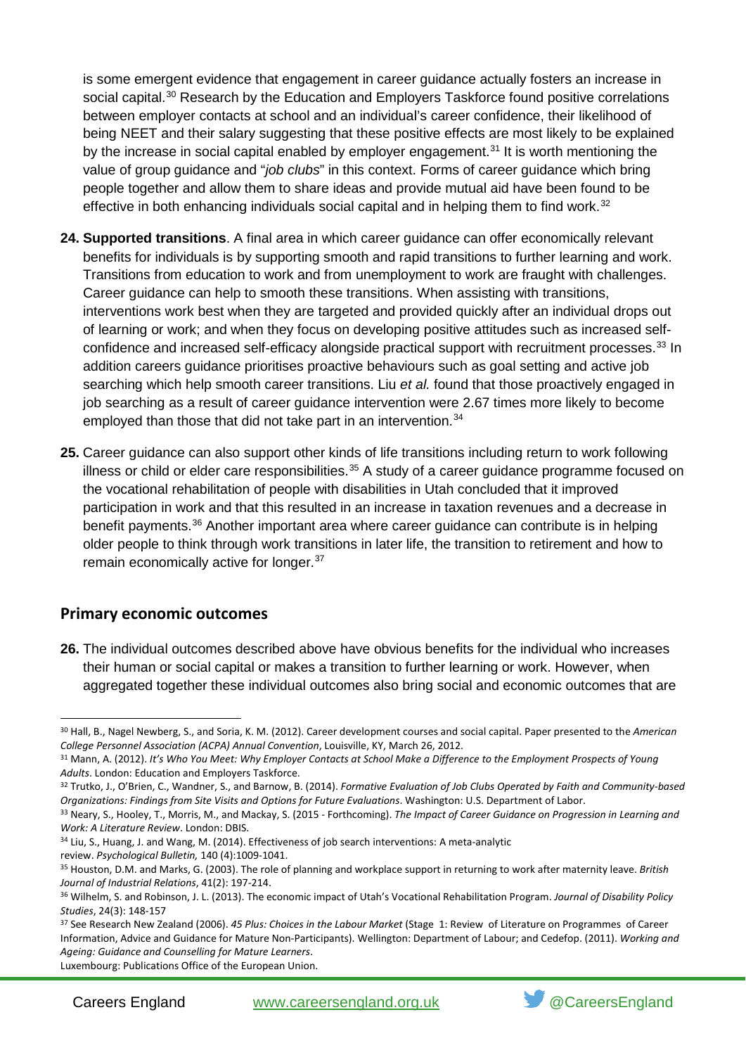is some emergent evidence that engagement in career guidance actually fosters an increase in social capital.[30] Research by the Education and Employers Taskforce found positive correlations between employer contacts at school and an individual's career confidence, their likelihood of being NEET and their salary suggesting that these positive effects are most likely to be explained by the increase in social capital enabled by employer engagement.[31] It is worth mentioning the value of group guidance and "*job clubs*" in this context. Forms of career guidance which bring people together and allow them to share ideas and provide mutual aid have been found to be effective in both enhancing individuals social capital and in helping them to find work.[32]

**24. Supported transitions**. A final area in which career guidance can offer economically relevant benefits for individuals is by supporting smooth and rapid transitions to further learning and work. Transitions from education to work and from unemployment to work are fraught with challenges. Career guidance can help to smooth these transitions. When assisting with transitions, interventions work best when they are targeted and provided quickly after an individual drops out of learning or work; and when they focus on developing positive attitudes such as increased self-confidence and increased self-efficacy alongside practical support with recruitment processes.[33] In addition careers guidance prioritises proactive behaviours such as goal setting and active job searching which help smooth career transitions. Liu *et al.* found that those proactively engaged in job searching as a result of career guidance intervention were 2.67 times more likely to become employed than those that did not take part in an intervention.[34]

**25.** Career guidance can also support other kinds of life transitions including return to work following illness or child or elder care responsibilities.[35] A study of a career guidance programme focused on the vocational rehabilitation of people with disabilities in Utah concluded that it improved participation in work and that this resulted in an increase in taxation revenues and a decrease in benefit payments.[36] Another important area where career guidance can contribute is in helping older people to think through work transitions in later life, the transition to retirement and how to remain economically active for longer.[37]

## Primary economic outcomes

**26.** The individual outcomes described above have obvious benefits for the individual who increases their human or social capital or makes a transition to further learning or work. However, when aggregated together these individual outcomes also bring social and economic outcomes that are

---

[30] Hall, B., Nagel Newberg, S., and Soria, K. M. (2012). Career development courses and social capital. Paper presented to the *American College Personnel Association (ACPA) Annual Convention*, Louisville, KY, March 26, 2012.

[31] Mann, A. (2012). *It's Who You Meet: Why Employer Contacts at School Make a Difference to the Employment Prospects of Young Adults*. London: Education and Employers Taskforce.

[32] Trutko, J., O'Brien, C., Wandner, S., and Barnow, B. (2014). *Formative Evaluation of Job Clubs Operated by Faith and Community-based Organizations: Findings from Site Visits and Options for Future Evaluations*. Washington: U.S. Department of Labor.

[33] Neary, S., Hooley, T., Morris, M., and Mackay, S. (2015 - Forthcoming). *The Impact of Career Guidance on Progression in Learning and Work: A Literature Review*. London: DBIS.

[34] Liu, S., Huang, J. and Wang, M. (2014). Effectiveness of job search interventions: A meta-analytic review. *Psychological Bulletin,* 140 (4):1009-1041.

[35] Houston, D.M. and Marks, G. (2003). The role of planning and workplace support in returning to work after maternity leave. *British Journal of Industrial Relations*, 41(2): 197-214.

[36] Wilhelm, S. and Robinson, J. L. (2013). The economic impact of Utah's Vocational Rehabilitation Program. *Journal of Disability Policy Studies*, 24(3): 148-157

[37] See Research New Zealand (2006). *45 Plus: Choices in the Labour Market* (Stage 1: Review of Literature on Programmes of Career Information, Advice and Guidance for Mature Non-Participants). Wellington: Department of Labour; and Cedefop. (2011). *Working and Ageing: Guidance and Counselling for Mature Learners*. Luxembourg: Publications Office of the European Union.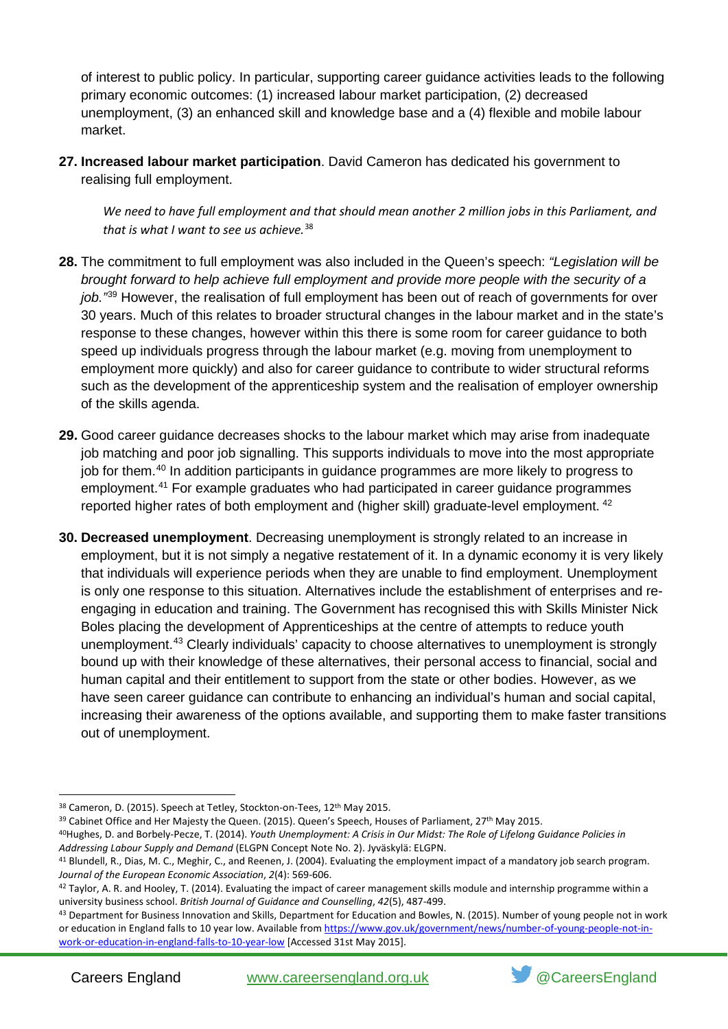of interest to public policy. In particular, supporting career guidance activities leads to the following primary economic outcomes: (1) increased labour market participation, (2) decreased unemployment, (3) an enhanced skill and knowledge base and a (4) flexible and mobile labour market.

27. **Increased labour market participation**. David Cameron has dedicated his government to realising full employment.

> *We need to have full employment and that should mean another 2 million jobs in this Parliament, and that is what I want to see us achieve.*[38]

28. The commitment to full employment was also included in the Queen's speech: *"Legislation will be brought forward to help achieve full employment and provide more people with the security of a job."*[39] However, the realisation of full employment has been out of reach of governments for over 30 years. Much of this relates to broader structural changes in the labour market and in the state's response to these changes, however within this there is some room for career guidance to both speed up individuals progress through the labour market (e.g. moving from unemployment to employment more quickly) and also for career guidance to contribute to wider structural reforms such as the development of the apprenticeship system and the realisation of employer ownership of the skills agenda.

29. Good career guidance decreases shocks to the labour market which may arise from inadequate job matching and poor job signalling. This supports individuals to move into the most appropriate job for them.[40] In addition participants in guidance programmes are more likely to progress to employment.[41] For example graduates who had participated in career guidance programmes reported higher rates of both employment and (higher skill) graduate-level employment.[42]

30. **Decreased unemployment**. Decreasing unemployment is strongly related to an increase in employment, but it is not simply a negative restatement of it. In a dynamic economy it is very likely that individuals will experience periods when they are unable to find employment. Unemployment is only one response to this situation. Alternatives include the establishment of enterprises and re-engaging in education and training. The Government has recognised this with Skills Minister Nick Boles placing the development of Apprenticeships at the centre of attempts to reduce youth unemployment.[43] Clearly individuals' capacity to choose alternatives to unemployment is strongly bound up with their knowledge of these alternatives, their personal access to financial, social and human capital and their entitlement to support from the state or other bodies. However, as we have seen career guidance can contribute to enhancing an individual's human and social capital, increasing their awareness of the options available, and supporting them to make faster transitions out of unemployment.

---

[38] Cameron, D. (2015). Speech at Tetley, Stockton-on-Tees, 12th May 2015.

[39] Cabinet Office and Her Majesty the Queen. (2015). Queen's Speech, Houses of Parliament, 27th May 2015.

[40] Hughes, D. and Borbely-Pecze, T. (2014). *Youth Unemployment: A Crisis in Our Midst: The Role of Lifelong Guidance Policies in Addressing Labour Supply and Demand* (ELGPN Concept Note No. 2). Jyväskylä: ELGPN.

[41] Blundell, R., Dias, M. C., Meghir, C., and Reenen, J. (2004). Evaluating the employment impact of a mandatory job search program. *Journal of the European Economic Association*, *2*(4): 569-606.

[42] Taylor, A. R. and Hooley, T. (2014). Evaluating the impact of career management skills module and internship programme within a university business school. *British Journal of Guidance and Counselling*, *42*(5), 487-499.

[43] Department for Business Innovation and Skills, Department for Education and Bowles, N. (2015). Number of young people not in work or education in England falls to 10 year low. Available from https://www.gov.uk/government/news/number-of-young-people-not-in-work-or-education-in-england-falls-to-10-year-low [Accessed 31st May 2015].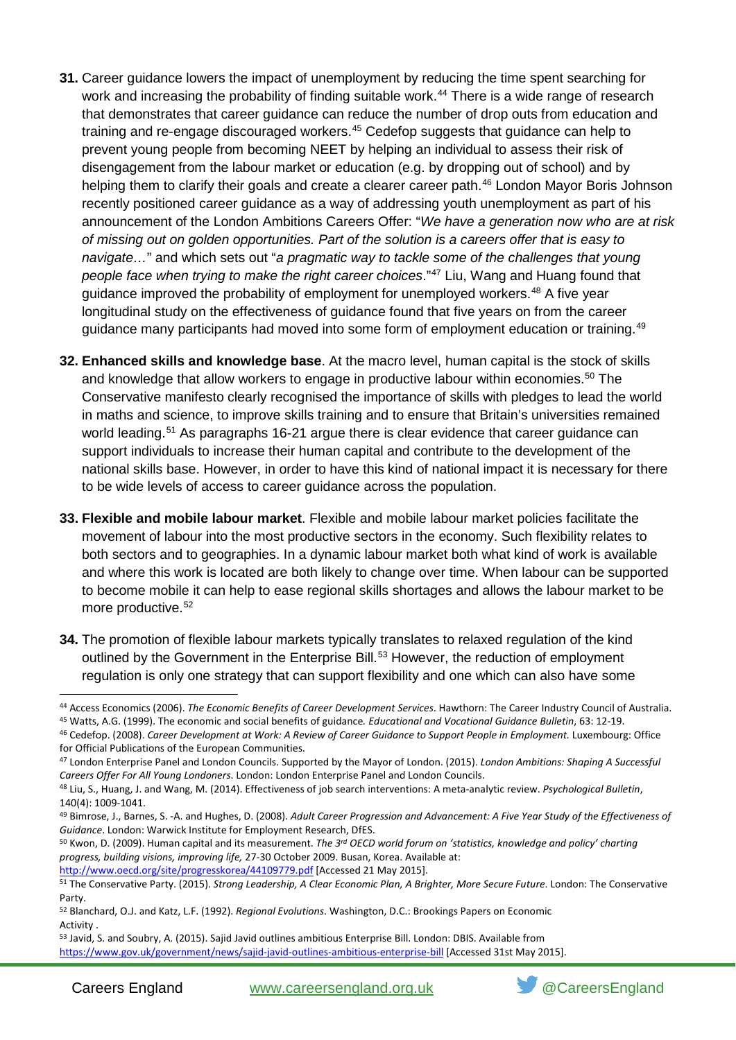**31.** Career guidance lowers the impact of unemployment by reducing the time spent searching for work and increasing the probability of finding suitable work.[44] There is a wide range of research that demonstrates that career guidance can reduce the number of drop outs from education and training and re-engage discouraged workers.[45] Cedefop suggests that guidance can help to prevent young people from becoming NEET by helping an individual to assess their risk of disengagement from the labour market or education (e.g. by dropping out of school) and by helping them to clarify their goals and create a clearer career path.[46] London Mayor Boris Johnson recently positioned career guidance as a way of addressing youth unemployment as part of his announcement of the London Ambitions Careers Offer: "*We have a generation now who are at risk of missing out on golden opportunities. Part of the solution is a careers offer that is easy to navigate…*" and which sets out "*a pragmatic way to tackle some of the challenges that young people face when trying to make the right career choices*."[47] Liu, Wang and Huang found that guidance improved the probability of employment for unemployed workers.[48] A five year longitudinal study on the effectiveness of guidance found that five years on from the career guidance many participants had moved into some form of employment education or training.[49]

**32. Enhanced skills and knowledge base**. At the macro level, human capital is the stock of skills and knowledge that allow workers to engage in productive labour within economies.[50] The Conservative manifesto clearly recognised the importance of skills with pledges to lead the world in maths and science, to improve skills training and to ensure that Britain's universities remained world leading.[51] As paragraphs 16-21 argue there is clear evidence that career guidance can support individuals to increase their human capital and contribute to the development of the national skills base. However, in order to have this kind of national impact it is necessary for there to be wide levels of access to career guidance across the population.

**33. Flexible and mobile labour market**. Flexible and mobile labour market policies facilitate the movement of labour into the most productive sectors in the economy. Such flexibility relates to both sectors and to geographies. In a dynamic labour market both what kind of work is available and where this work is located are both likely to change over time. When labour can be supported to become mobile it can help to ease regional skills shortages and allows the labour market to be more productive.[52]

**34.** The promotion of flexible labour markets typically translates to relaxed regulation of the kind outlined by the Government in the Enterprise Bill.[53] However, the reduction of employment regulation is only one strategy that can support flexibility and one which can also have some

---

[44] Access Economics (2006). *The Economic Benefits of Career Development Services*. Hawthorn: The Career Industry Council of Australia.

[45] Watts, A.G. (1999). The economic and social benefits of guidance. *Educational and Vocational Guidance Bulletin*, 63: 12-19.

[46] Cedefop. (2008). *Career Development at Work: A Review of Career Guidance to Support People in Employment.* Luxembourg: Office for Official Publications of the European Communities.

[47] London Enterprise Panel and London Councils. Supported by the Mayor of London. (2015). *London Ambitions: Shaping A Successful Careers Offer For All Young Londoners*. London: London Enterprise Panel and London Councils.

[48] Liu, S., Huang, J. and Wang, M. (2014). Effectiveness of job search interventions: A meta-analytic review. *Psychological Bulletin*, 140(4): 1009-1041.

[49] Bimrose, J., Barnes, S. -A. and Hughes, D. (2008). *Adult Career Progression and Advancement: A Five Year Study of the Effectiveness of Guidance*. London: Warwick Institute for Employment Research, DfES.

[50] Kwon, D. (2009). Human capital and its measurement. *The 3rd OECD world forum on 'statistics, knowledge and policy' charting progress, building visions, improving life,* 27-30 October 2009. Busan, Korea. Available at: http://www.oecd.org/site/progresskorea/44109779.pdf [Accessed 21 May 2015].

[51] The Conservative Party. (2015). *Strong Leadership, A Clear Economic Plan, A Brighter, More Secure Future*. London: The Conservative Party.

[52] Blanchard, O.J. and Katz, L.F. (1992). *Regional Evolutions*. Washington, D.C.: Brookings Papers on Economic Activity .

[53] Javid, S. and Soubry, A. (2015). Sajid Javid outlines ambitious Enterprise Bill. London: DBIS. Available from https://www.gov.uk/government/news/sajid-javid-outlines-ambitious-enterprise-bill [Accessed 31st May 2015].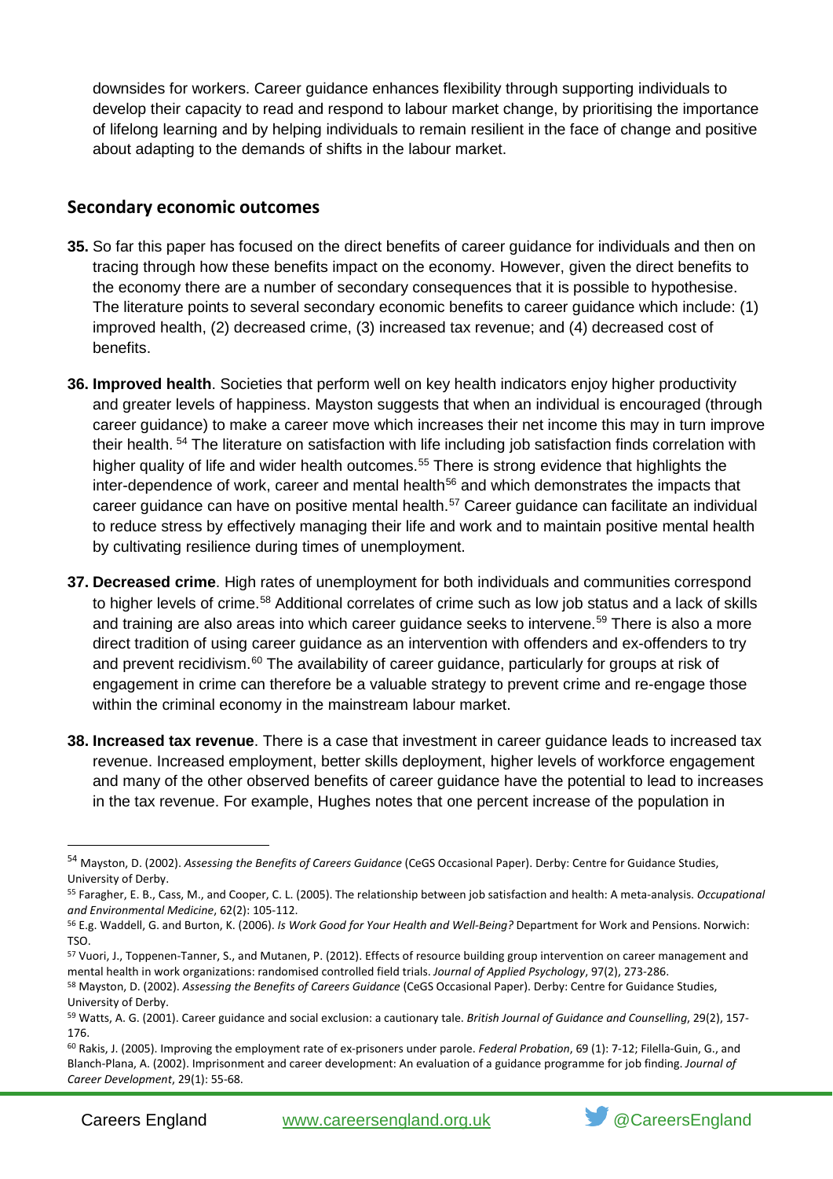downsides for workers. Career guidance enhances flexibility through supporting individuals to develop their capacity to read and respond to labour market change, by prioritising the importance of lifelong learning and by helping individuals to remain resilient in the face of change and positive about adapting to the demands of shifts in the labour market.

## Secondary economic outcomes

**35.** So far this paper has focused on the direct benefits of career guidance for individuals and then on tracing through how these benefits impact on the economy. However, given the direct benefits to the economy there are a number of secondary consequences that it is possible to hypothesise. The literature points to several secondary economic benefits to career guidance which include: (1) improved health, (2) decreased crime, (3) increased tax revenue; and (4) decreased cost of benefits.

**36. Improved health**. Societies that perform well on key health indicators enjoy higher productivity and greater levels of happiness. Mayston suggests that when an individual is encouraged (through career guidance) to make a career move which increases their net income this may in turn improve their health. [54] The literature on satisfaction with life including job satisfaction finds correlation with higher quality of life and wider health outcomes.[55] There is strong evidence that highlights the inter-dependence of work, career and mental health[56] and which demonstrates the impacts that career guidance can have on positive mental health.[57] Career guidance can facilitate an individual to reduce stress by effectively managing their life and work and to maintain positive mental health by cultivating resilience during times of unemployment.

**37. Decreased crime**. High rates of unemployment for both individuals and communities correspond to higher levels of crime.[58] Additional correlates of crime such as low job status and a lack of skills and training are also areas into which career guidance seeks to intervene.[59] There is also a more direct tradition of using career guidance as an intervention with offenders and ex-offenders to try and prevent recidivism.[60] The availability of career guidance, particularly for groups at risk of engagement in crime can therefore be a valuable strategy to prevent crime and re-engage those within the criminal economy in the mainstream labour market.

**38. Increased tax revenue**. There is a case that investment in career guidance leads to increased tax revenue. Increased employment, better skills deployment, higher levels of workforce engagement and many of the other observed benefits of career guidance have the potential to lead to increases in the tax revenue. For example, Hughes notes that one percent increase of the population in

---

[54] Mayston, D. (2002). *Assessing the Benefits of Careers Guidance* (CeGS Occasional Paper). Derby: Centre for Guidance Studies, University of Derby.

[55] Faragher, E. B., Cass, M., and Cooper, C. L. (2005). The relationship between job satisfaction and health: A meta-analysis. *Occupational and Environmental Medicine*, 62(2): 105-112.

[56] E.g. Waddell, G. and Burton, K. (2006). *Is Work Good for Your Health and Well-Being?* Department for Work and Pensions. Norwich: TSO.

[57] Vuori, J., Toppenen-Tanner, S., and Mutanen, P. (2012). Effects of resource building group intervention on career management and mental health in work organizations: randomised controlled field trials. *Journal of Applied Psychology*, 97(2), 273-286.

[58] Mayston, D. (2002). *Assessing the Benefits of Careers Guidance* (CeGS Occasional Paper). Derby: Centre for Guidance Studies, University of Derby.

[59] Watts, A. G. (2001). Career guidance and social exclusion: a cautionary tale. *British Journal of Guidance and Counselling*, 29(2), 157-176.

[60] Rakis, J. (2005). Improving the employment rate of ex-prisoners under parole. *Federal Probation*, 69 (1): 7-12; Filella-Guin, G., and Blanch-Plana, A. (2002). Imprisonment and career development: An evaluation of a guidance programme for job finding. *Journal of Career Development*, 29(1): 55-68.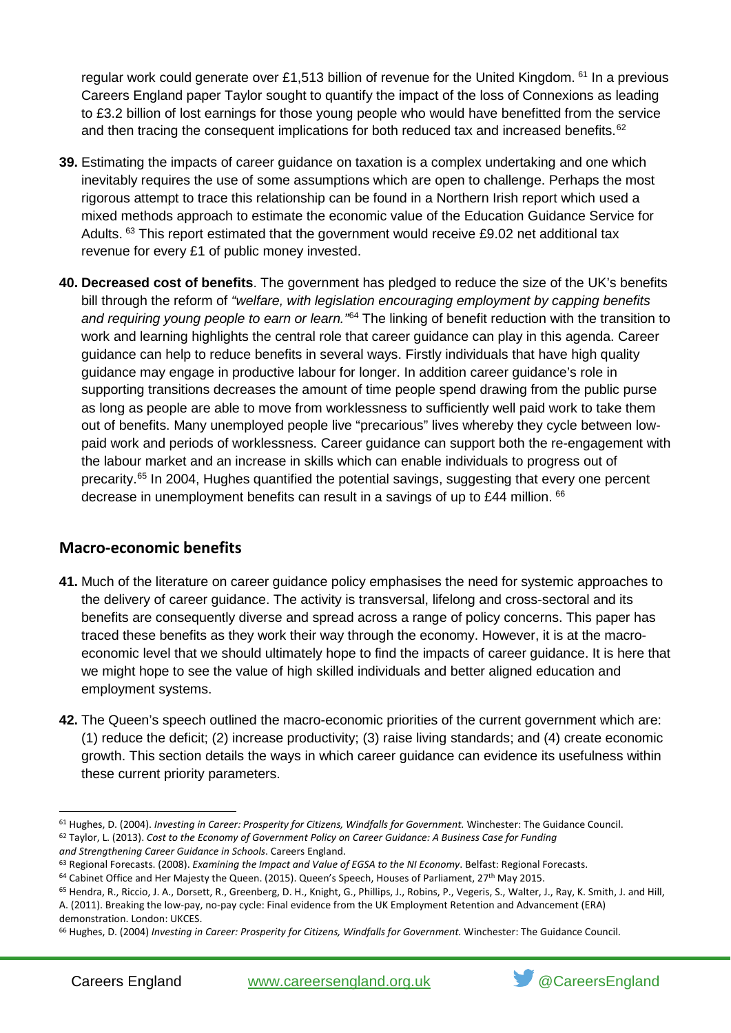regular work could generate over £1,513 billion of revenue for the United Kingdom. [61] In a previous Careers England paper Taylor sought to quantify the impact of the loss of Connexions as leading to £3.2 billion of lost earnings for those young people who would have benefitted from the service and then tracing the consequent implications for both reduced tax and increased benefits.[62]

**39.** Estimating the impacts of career guidance on taxation is a complex undertaking and one which inevitably requires the use of some assumptions which are open to challenge. Perhaps the most rigorous attempt to trace this relationship can be found in a Northern Irish report which used a mixed methods approach to estimate the economic value of the Education Guidance Service for Adults. [63] This report estimated that the government would receive £9.02 net additional tax revenue for every £1 of public money invested.

**40. Decreased cost of benefits**. The government has pledged to reduce the size of the UK's benefits bill through the reform of *"welfare, with legislation encouraging employment by capping benefits and requiring young people to earn or learn."*[64] The linking of benefit reduction with the transition to work and learning highlights the central role that career guidance can play in this agenda. Career guidance can help to reduce benefits in several ways. Firstly individuals that have high quality guidance may engage in productive labour for longer. In addition career guidance's role in supporting transitions decreases the amount of time people spend drawing from the public purse as long as people are able to move from worklessness to sufficiently well paid work to take them out of benefits. Many unemployed people live "precarious" lives whereby they cycle between low-paid work and periods of worklessness. Career guidance can support both the re-engagement with the labour market and an increase in skills which can enable individuals to progress out of precarity.[65] In 2004, Hughes quantified the potential savings, suggesting that every one percent decrease in unemployment benefits can result in a savings of up to £44 million. [66]

## Macro-economic benefits

**41.** Much of the literature on career guidance policy emphasises the need for systemic approaches to the delivery of career guidance. The activity is transversal, lifelong and cross-sectoral and its benefits are consequently diverse and spread across a range of policy concerns. This paper has traced these benefits as they work their way through the economy. However, it is at the macro-economic level that we should ultimately hope to find the impacts of career guidance. It is here that we might hope to see the value of high skilled individuals and better aligned education and employment systems.

**42.** The Queen's speech outlined the macro-economic priorities of the current government which are: (1) reduce the deficit; (2) increase productivity; (3) raise living standards; and (4) create economic growth. This section details the ways in which career guidance can evidence its usefulness within these current priority parameters.

---

[61] Hughes, D. (2004). *Investing in Career: Prosperity for Citizens, Windfalls for Government.* Winchester: The Guidance Council.

[62] Taylor, L. (2013). *Cost to the Economy of Government Policy on Career Guidance: A Business Case for Funding and Strengthening Career Guidance in Schools*. Careers England.

[63] Regional Forecasts. (2008). *Examining the Impact and Value of EGSA to the NI Economy*. Belfast: Regional Forecasts.

[64] Cabinet Office and Her Majesty the Queen. (2015). Queen's Speech, Houses of Parliament, 27th May 2015.

[65] Hendra, R., Riccio, J. A., Dorsett, R., Greenberg, D. H., Knight, G., Phillips, J., Robins, P., Vegeris, S., Walter, J., Ray, K. Smith, J. and Hill, A. (2011). Breaking the low-pay, no-pay cycle: Final evidence from the UK Employment Retention and Advancement (ERA) demonstration. London: UKCES.

[66] Hughes, D. (2004) *Investing in Career: Prosperity for Citizens, Windfalls for Government.* Winchester: The Guidance Council.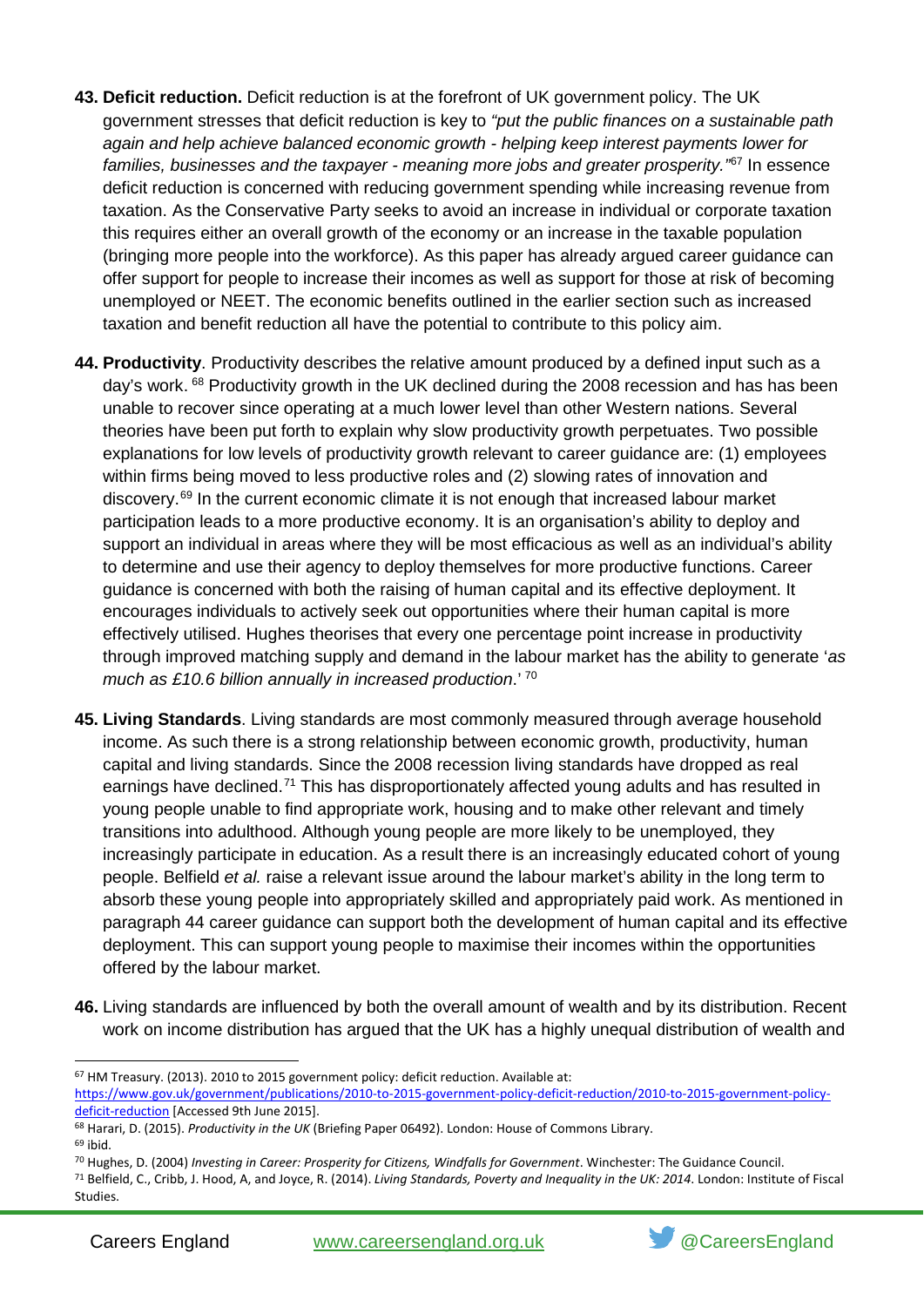**43. Deficit reduction.** Deficit reduction is at the forefront of UK government policy. The UK government stresses that deficit reduction is key to *"put the public finances on a sustainable path again and help achieve balanced economic growth - helping keep interest payments lower for families, businesses and the taxpayer - meaning more jobs and greater prosperity."*[67] In essence deficit reduction is concerned with reducing government spending while increasing revenue from taxation. As the Conservative Party seeks to avoid an increase in individual or corporate taxation this requires either an overall growth of the economy or an increase in the taxable population (bringing more people into the workforce). As this paper has already argued career guidance can offer support for people to increase their incomes as well as support for those at risk of becoming unemployed or NEET. The economic benefits outlined in the earlier section such as increased taxation and benefit reduction all have the potential to contribute to this policy aim.

**44. Productivity**. Productivity describes the relative amount produced by a defined input such as a day's work.[68] Productivity growth in the UK declined during the 2008 recession and has has been unable to recover since operating at a much lower level than other Western nations. Several theories have been put forth to explain why slow productivity growth perpetuates. Two possible explanations for low levels of productivity growth relevant to career guidance are: (1) employees within firms being moved to less productive roles and (2) slowing rates of innovation and discovery.[69] In the current economic climate it is not enough that increased labour market participation leads to a more productive economy. It is an organisation's ability to deploy and support an individual in areas where they will be most efficacious as well as an individual's ability to determine and use their agency to deploy themselves for more productive functions. Career guidance is concerned with both the raising of human capital and its effective deployment. It encourages individuals to actively seek out opportunities where their human capital is more effectively utilised. Hughes theorises that every one percentage point increase in productivity through improved matching supply and demand in the labour market has the ability to generate '*as much as £10.6 billion annually in increased production*.'[70]

**45. Living Standards**. Living standards are most commonly measured through average household income. As such there is a strong relationship between economic growth, productivity, human capital and living standards. Since the 2008 recession living standards have dropped as real earnings have declined.[71] This has disproportionately affected young adults and has resulted in young people unable to find appropriate work, housing and to make other relevant and timely transitions into adulthood. Although young people are more likely to be unemployed, they increasingly participate in education. As a result there is an increasingly educated cohort of young people. Belfield *et al.* raise a relevant issue around the labour market's ability in the long term to absorb these young people into appropriately skilled and appropriately paid work. As mentioned in paragraph 44 career guidance can support both the development of human capital and its effective deployment. This can support young people to maximise their incomes within the opportunities offered by the labour market.

**46.** Living standards are influenced by both the overall amount of wealth and by its distribution. Recent work on income distribution has argued that the UK has a highly unequal distribution of wealth and

---

[67] HM Treasury. (2013). 2010 to 2015 government policy: deficit reduction. Available at: https://www.gov.uk/government/publications/2010-to-2015-government-policy-deficit-reduction/2010-to-2015-government-policy-deficit-reduction [Accessed 9th June 2015].

[68] Harari, D. (2015). *Productivity in the UK* (Briefing Paper 06492). London: House of Commons Library.

[69] ibid.

[70] Hughes, D. (2004) *Investing in Career: Prosperity for Citizens, Windfalls for Government*. Winchester: The Guidance Council.

[71] Belfield, C., Cribb, J. Hood, A, and Joyce, R. (2014). *Living Standards, Poverty and Inequality in the UK: 2014*. London: Institute of Fiscal Studies.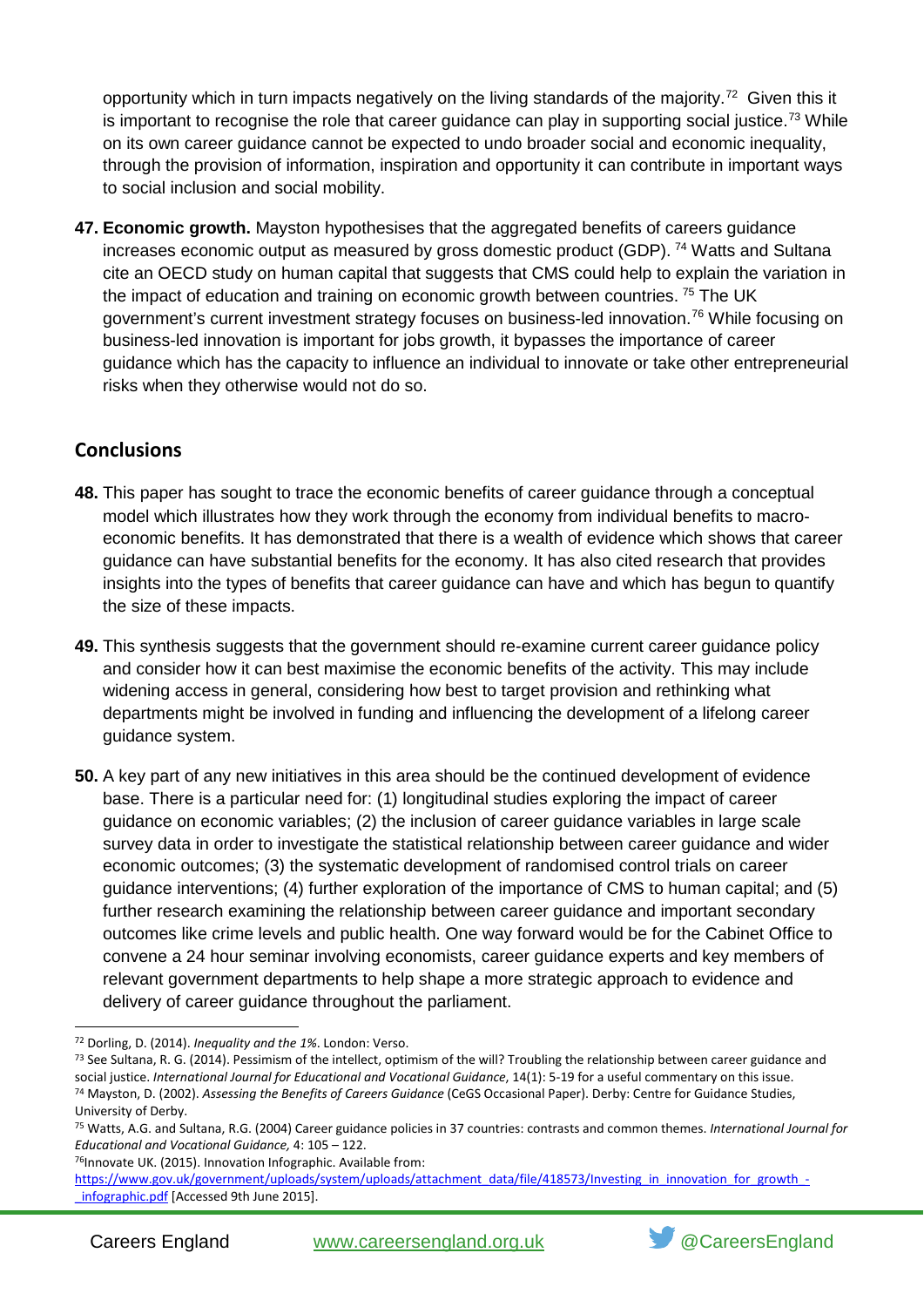opportunity which in turn impacts negatively on the living standards of the majority.[72] Given this it is important to recognise the role that career guidance can play in supporting social justice.[73] While on its own career guidance cannot be expected to undo broader social and economic inequality, through the provision of information, inspiration and opportunity it can contribute in important ways to social inclusion and social mobility.

**47. Economic growth.** Mayston hypothesises that the aggregated benefits of careers guidance increases economic output as measured by gross domestic product (GDP).[74] Watts and Sultana cite an OECD study on human capital that suggests that CMS could help to explain the variation in the impact of education and training on economic growth between countries.[75] The UK government's current investment strategy focuses on business-led innovation.[76] While focusing on business-led innovation is important for jobs growth, it bypasses the importance of career guidance which has the capacity to influence an individual to innovate or take other entrepreneurial risks when they otherwise would not do so.

## Conclusions

**48.** This paper has sought to trace the economic benefits of career guidance through a conceptual model which illustrates how they work through the economy from individual benefits to macro-economic benefits. It has demonstrated that there is a wealth of evidence which shows that career guidance can have substantial benefits for the economy. It has also cited research that provides insights into the types of benefits that career guidance can have and which has begun to quantify the size of these impacts.

**49.** This synthesis suggests that the government should re-examine current career guidance policy and consider how it can best maximise the economic benefits of the activity. This may include widening access in general, considering how best to target provision and rethinking what departments might be involved in funding and influencing the development of a lifelong career guidance system.

**50.** A key part of any new initiatives in this area should be the continued development of evidence base. There is a particular need for: (1) longitudinal studies exploring the impact of career guidance on economic variables; (2) the inclusion of career guidance variables in large scale survey data in order to investigate the statistical relationship between career guidance and wider economic outcomes; (3) the systematic development of randomised control trials on career guidance interventions; (4) further exploration of the importance of CMS to human capital; and (5) further research examining the relationship between career guidance and important secondary outcomes like crime levels and public health. One way forward would be for the Cabinet Office to convene a 24 hour seminar involving economists, career guidance experts and key members of relevant government departments to help shape a more strategic approach to evidence and delivery of career guidance throughout the parliament.

---

[72] Dorling, D. (2014). *Inequality and the 1%*. London: Verso.

[73] See Sultana, R. G. (2014). Pessimism of the intellect, optimism of the will? Troubling the relationship between career guidance and social justice. *International Journal for Educational and Vocational Guidance*, 14(1): 5-19 for a useful commentary on this issue.

[74] Mayston, D. (2002). *Assessing the Benefits of Careers Guidance* (CeGS Occasional Paper). Derby: Centre for Guidance Studies, University of Derby.

[75] Watts, A.G. and Sultana, R.G. (2004) Career guidance policies in 37 countries: contrasts and common themes. *International Journal for Educational and Vocational Guidance,* 4: 105 – 122.

[76] Innovate UK. (2015). Innovation Infographic. Available from: https://www.gov.uk/government/uploads/system/uploads/attachment_data/file/418573/Investing_in_innovation_for_growth_-_infographic.pdf [Accessed 9th June 2015].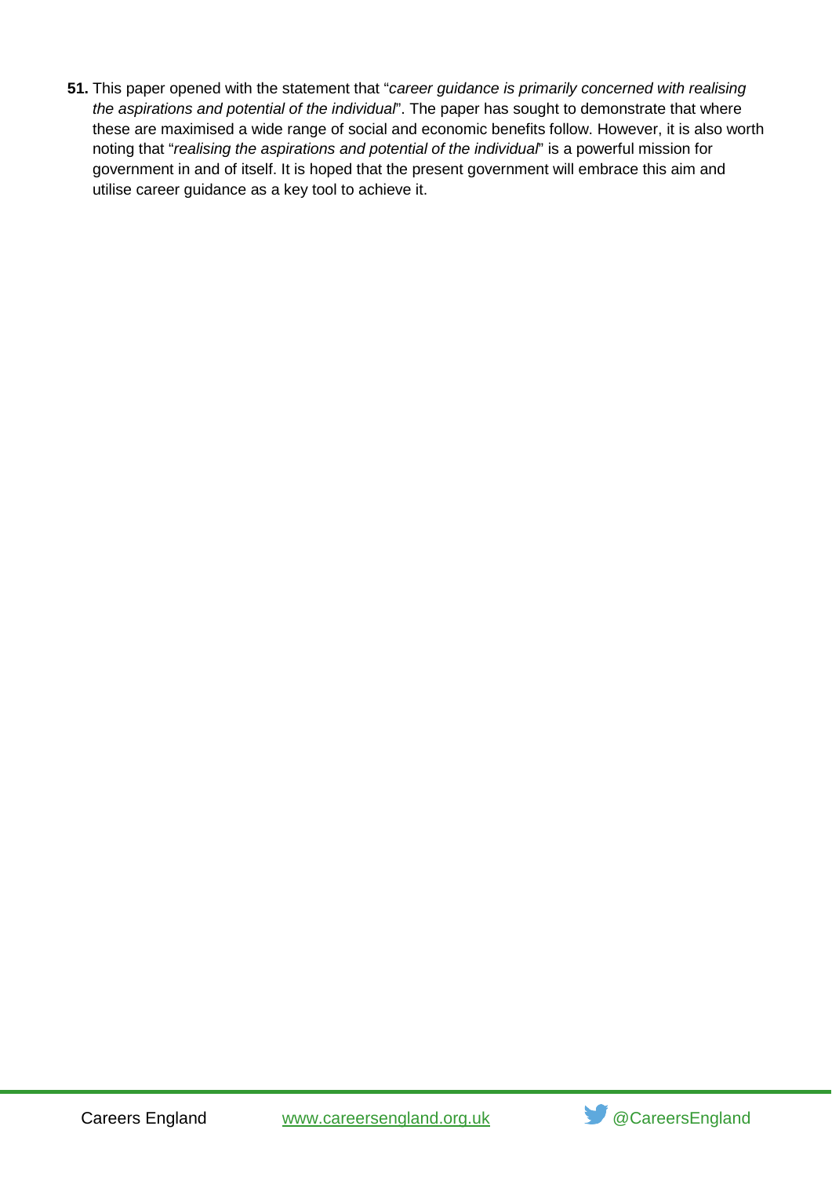**51.** This paper opened with the statement that "*career guidance is primarily concerned with realising the aspirations and potential of the individual*". The paper has sought to demonstrate that where these are maximised a wide range of social and economic benefits follow. However, it is also worth noting that "*realising the aspirations and potential of the individual*" is a powerful mission for government in and of itself. It is hoped that the present government will embrace this aim and utilise career guidance as a key tool to achieve it.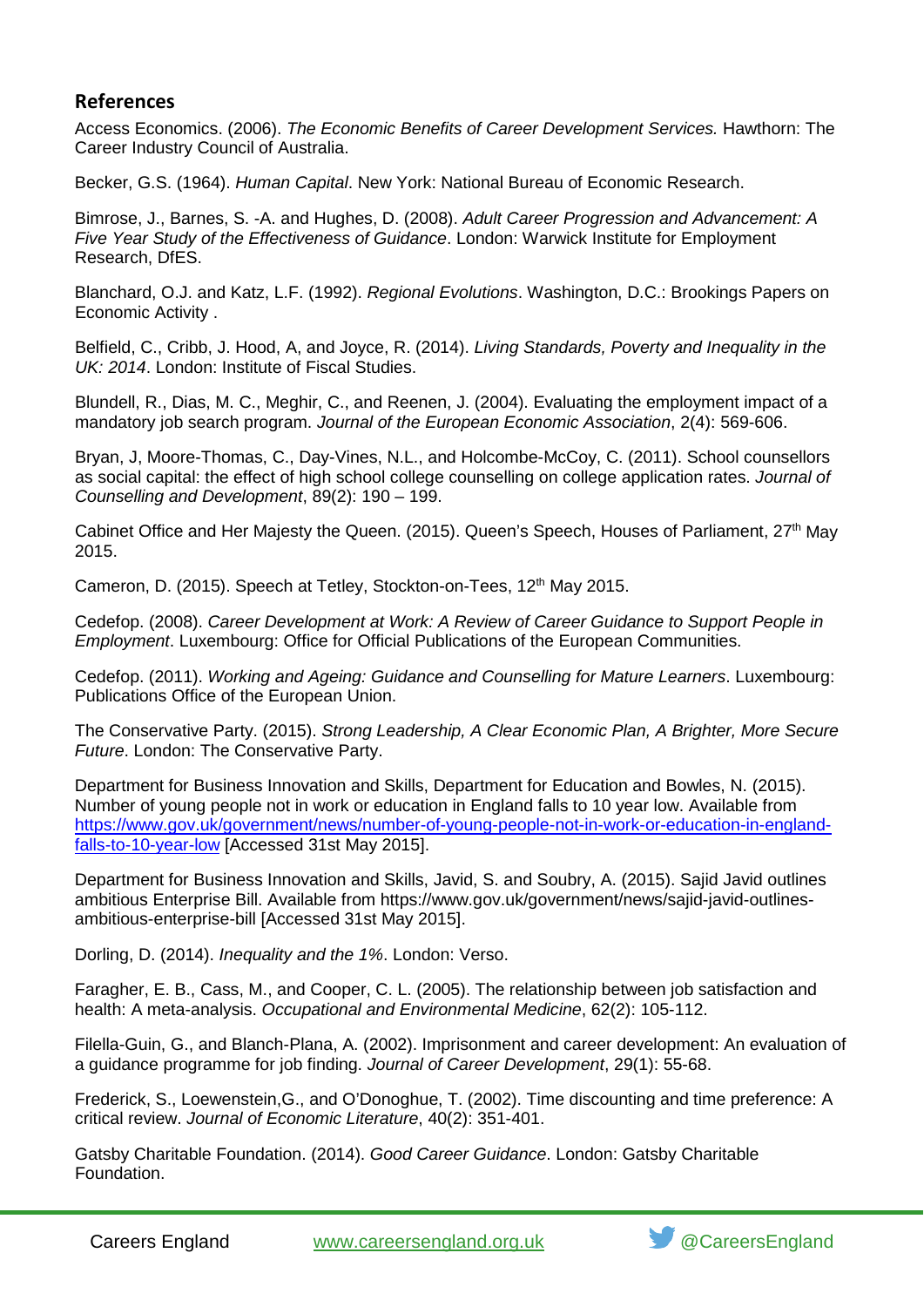## References

Access Economics. (2006). *The Economic Benefits of Career Development Services.* Hawthorn: The Career Industry Council of Australia.

Becker, G.S. (1964). *Human Capital*. New York: National Bureau of Economic Research.

Bimrose, J., Barnes, S. -A. and Hughes, D. (2008). *Adult Career Progression and Advancement: A Five Year Study of the Effectiveness of Guidance*. London: Warwick Institute for Employment Research, DfES.

Blanchard, O.J. and Katz, L.F. (1992). *Regional Evolutions*. Washington, D.C.: Brookings Papers on Economic Activity .

Belfield, C., Cribb, J. Hood, A, and Joyce, R. (2014). *Living Standards, Poverty and Inequality in the UK: 2014*. London: Institute of Fiscal Studies.

Blundell, R., Dias, M. C., Meghir, C., and Reenen, J. (2004). Evaluating the employment impact of a mandatory job search program. *Journal of the European Economic Association*, 2(4): 569-606.

Bryan, J, Moore-Thomas, C., Day-Vines, N.L., and Holcombe-McCoy, C. (2011). School counsellors as social capital: the effect of high school college counselling on college application rates. *Journal of Counselling and Development*, 89(2): 190 – 199.

Cabinet Office and Her Majesty the Queen. (2015). Queen's Speech, Houses of Parliament, 27th May 2015.

Cameron, D. (2015). Speech at Tetley, Stockton-on-Tees, 12th May 2015.

Cedefop. (2008). *Career Development at Work: A Review of Career Guidance to Support People in Employment*. Luxembourg: Office for Official Publications of the European Communities.

Cedefop. (2011). *Working and Ageing: Guidance and Counselling for Mature Learners*. Luxembourg: Publications Office of the European Union.

The Conservative Party. (2015). *Strong Leadership, A Clear Economic Plan, A Brighter, More Secure Future*. London: The Conservative Party.

Department for Business Innovation and Skills, Department for Education and Bowles, N. (2015). Number of young people not in work or education in England falls to 10 year low. Available from https://www.gov.uk/government/news/number-of-young-people-not-in-work-or-education-in-england-falls-to-10-year-low [Accessed 31st May 2015].

Department for Business Innovation and Skills, Javid, S. and Soubry, A. (2015). Sajid Javid outlines ambitious Enterprise Bill. Available from https://www.gov.uk/government/news/sajid-javid-outlines-ambitious-enterprise-bill [Accessed 31st May 2015].

Dorling, D. (2014). *Inequality and the 1%*. London: Verso.

Faragher, E. B., Cass, M., and Cooper, C. L. (2005). The relationship between job satisfaction and health: A meta-analysis. *Occupational and Environmental Medicine*, 62(2): 105-112.

Filella-Guin, G., and Blanch-Plana, A. (2002). Imprisonment and career development: An evaluation of a guidance programme for job finding. *Journal of Career Development*, 29(1): 55-68.

Frederick, S., Loewenstein,G., and O'Donoghue, T. (2002). Time discounting and time preference: A critical review. *Journal of Economic Literature*, 40(2): 351-401.

Gatsby Charitable Foundation. (2014). *Good Career Guidance*. London: Gatsby Charitable Foundation.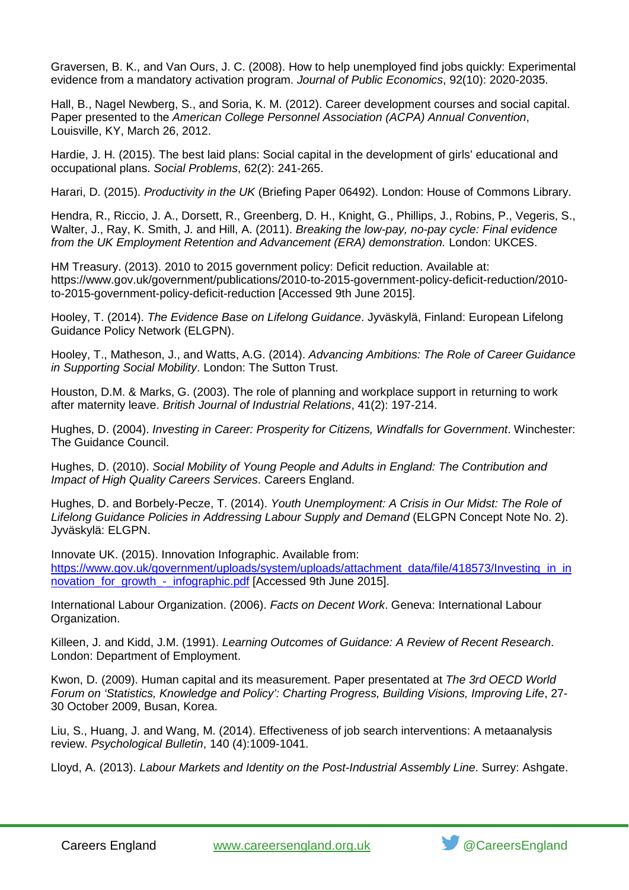Graversen, B. K., and Van Ours, J. C. (2008). How to help unemployed find jobs quickly: Experimental evidence from a mandatory activation program. *Journal of Public Economics*, 92(10): 2020-2035.

Hall, B., Nagel Newberg, S., and Soria, K. M. (2012). Career development courses and social capital. Paper presented to the *American College Personnel Association (ACPA) Annual Convention*, Louisville, KY, March 26, 2012.

Hardie, J. H. (2015). The best laid plans: Social capital in the development of girls' educational and occupational plans. *Social Problems*, 62(2): 241-265.

Harari, D. (2015). *Productivity in the UK* (Briefing Paper 06492). London: House of Commons Library.

Hendra, R., Riccio, J. A., Dorsett, R., Greenberg, D. H., Knight, G., Phillips, J., Robins, P., Vegeris, S., Walter, J., Ray, K. Smith, J. and Hill, A. (2011). *Breaking the low-pay, no-pay cycle: Final evidence from the UK Employment Retention and Advancement (ERA) demonstration.* London: UKCES.

HM Treasury. (2013). 2010 to 2015 government policy: Deficit reduction. Available at: https://www.gov.uk/government/publications/2010-to-2015-government-policy-deficit-reduction/2010-to-2015-government-policy-deficit-reduction [Accessed 9th June 2015].

Hooley, T. (2014). *The Evidence Base on Lifelong Guidance*. Jyväskylä, Finland: European Lifelong Guidance Policy Network (ELGPN).

Hooley, T., Matheson, J., and Watts, A.G. (2014). *Advancing Ambitions: The Role of Career Guidance in Supporting Social Mobility*. London: The Sutton Trust.

Houston, D.M. & Marks, G. (2003). The role of planning and workplace support in returning to work after maternity leave. *British Journal of Industrial Relations*, 41(2): 197-214.

Hughes, D. (2004). *Investing in Career: Prosperity for Citizens, Windfalls for Government*. Winchester: The Guidance Council.

Hughes, D. (2010). *Social Mobility of Young People and Adults in England: The Contribution and Impact of High Quality Careers Services*. Careers England.

Hughes, D. and Borbely-Pecze, T. (2014). *Youth Unemployment: A Crisis in Our Midst: The Role of Lifelong Guidance Policies in Addressing Labour Supply and Demand* (ELGPN Concept Note No. 2). Jyväskylä: ELGPN.

Innovate UK. (2015). Innovation Infographic. Available from: [https://www.gov.uk/government/uploads/system/uploads/attachment_data/file/418573/Investing_in_innovation_for_growth_-_infographic.pdf](https://www.gov.uk/government/uploads/system/uploads/attachment_data/file/418573/Investing_in_innovation_for_growth_-_infographic.pdf) [Accessed 9th June 2015].

International Labour Organization. (2006). *Facts on Decent Work*. Geneva: International Labour Organization.

Killeen, J. and Kidd, J.M. (1991). *Learning Outcomes of Guidance: A Review of Recent Research*. London: Department of Employment.

Kwon, D. (2009). Human capital and its measurement. Paper presentated at *The 3rd OECD World Forum on 'Statistics, Knowledge and Policy': Charting Progress, Building Visions, Improving Life*, 27-30 October 2009, Busan, Korea.

Liu, S., Huang, J. and Wang, M. (2014). Effectiveness of job search interventions: A metaanalysis review. *Psychological Bulletin*, 140 (4):1009-1041.

Lloyd, A. (2013). *Labour Markets and Identity on the Post-Industrial Assembly Line*. Surrey: Ashgate.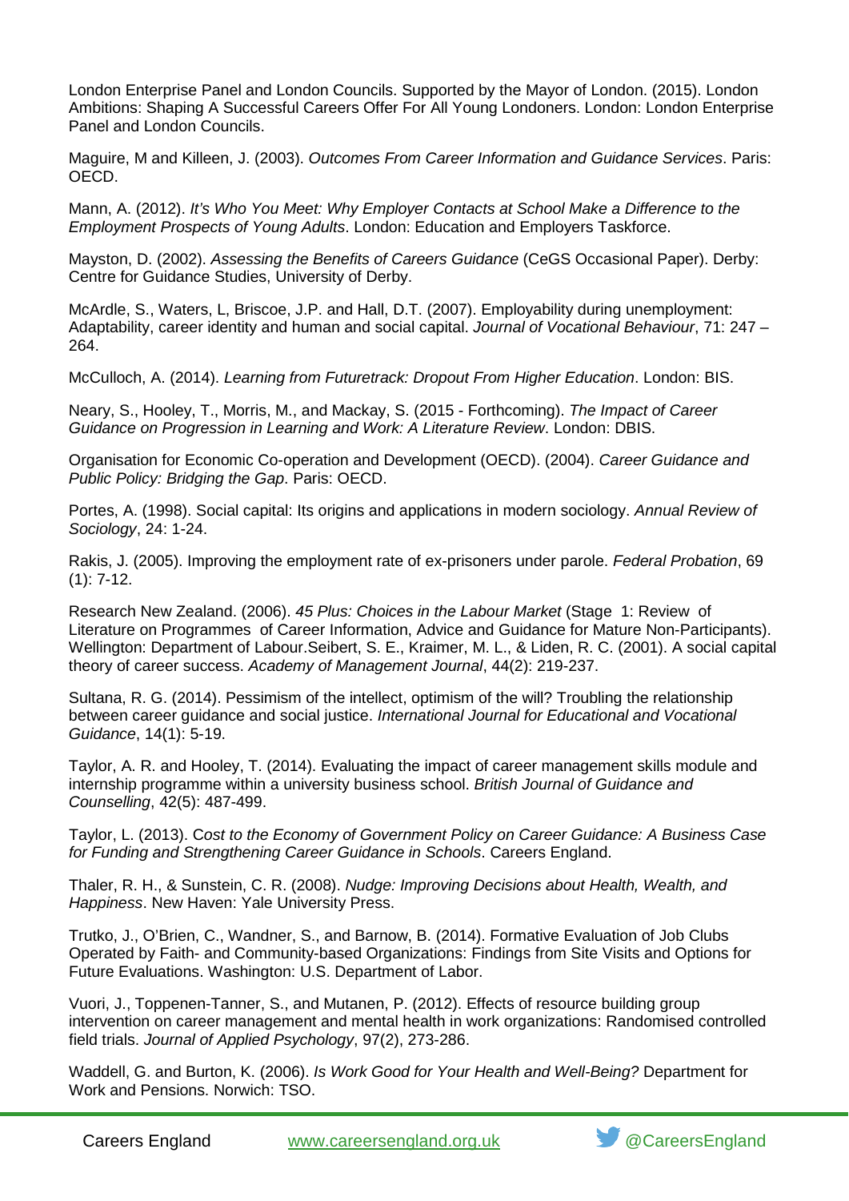London Enterprise Panel and London Councils. Supported by the Mayor of London. (2015). London Ambitions: Shaping A Successful Careers Offer For All Young Londoners. London: London Enterprise Panel and London Councils.

Maguire, M and Killeen, J. (2003). *Outcomes From Career Information and Guidance Services*. Paris: OECD.

Mann, A. (2012). *It's Who You Meet: Why Employer Contacts at School Make a Difference to the Employment Prospects of Young Adults*. London: Education and Employers Taskforce.

Mayston, D. (2002). *Assessing the Benefits of Careers Guidance* (CeGS Occasional Paper). Derby: Centre for Guidance Studies, University of Derby.

McArdle, S., Waters, L, Briscoe, J.P. and Hall, D.T. (2007). Employability during unemployment: Adaptability, career identity and human and social capital. *Journal of Vocational Behaviour*, 71: 247 – 264.

McCulloch, A. (2014). *Learning from Futuretrack: Dropout From Higher Education*. London: BIS.

Neary, S., Hooley, T., Morris, M., and Mackay, S. (2015 - Forthcoming). *The Impact of Career Guidance on Progression in Learning and Work: A Literature Review*. London: DBIS.

Organisation for Economic Co-operation and Development (OECD). (2004). *Career Guidance and Public Policy: Bridging the Gap*. Paris: OECD.

Portes, A. (1998). Social capital: Its origins and applications in modern sociology. *Annual Review of Sociology*, 24: 1-24.

Rakis, J. (2005). Improving the employment rate of ex-prisoners under parole. *Federal Probation*, 69 (1): 7-12.

Research New Zealand. (2006). *45 Plus: Choices in the Labour Market* (Stage 1: Review of Literature on Programmes of Career Information, Advice and Guidance for Mature Non-Participants). Wellington: Department of Labour.Seibert, S. E., Kraimer, M. L., & Liden, R. C. (2001). A social capital theory of career success. *Academy of Management Journal*, 44(2): 219-237.

Sultana, R. G. (2014). Pessimism of the intellect, optimism of the will? Troubling the relationship between career guidance and social justice. *International Journal for Educational and Vocational Guidance*, 14(1): 5-19.

Taylor, A. R. and Hooley, T. (2014). Evaluating the impact of career management skills module and internship programme within a university business school. *British Journal of Guidance and Counselling*, 42(5): 487-499.

Taylor, L. (2013). C*ost to the Economy of Government Policy on Career Guidance: A Business Case for Funding and Strengthening Career Guidance in Schools*. Careers England.

Thaler, R. H., & Sunstein, C. R. (2008). *Nudge: Improving Decisions about Health, Wealth, and Happiness*. New Haven: Yale University Press.

Trutko, J., O'Brien, C., Wandner, S., and Barnow, B. (2014). Formative Evaluation of Job Clubs Operated by Faith- and Community-based Organizations: Findings from Site Visits and Options for Future Evaluations. Washington: U.S. Department of Labor.

Vuori, J., Toppenen-Tanner, S., and Mutanen, P. (2012). Effects of resource building group intervention on career management and mental health in work organizations: Randomised controlled field trials. *Journal of Applied Psychology*, 97(2), 273-286.

Waddell, G. and Burton, K. (2006). *Is Work Good for Your Health and Well-Being?* Department for Work and Pensions. Norwich: TSO.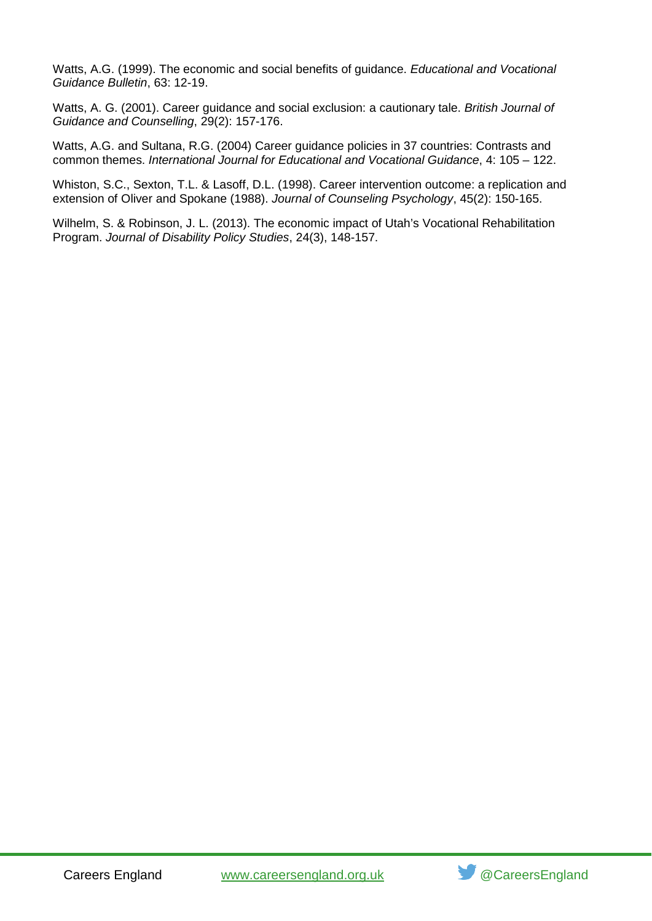Watts, A.G. (1999). The economic and social benefits of guidance. *Educational and Vocational Guidance Bulletin*, 63: 12-19.

Watts, A. G. (2001). Career guidance and social exclusion: a cautionary tale. *British Journal of Guidance and Counselling*, 29(2): 157-176.

Watts, A.G. and Sultana, R.G. (2004) Career guidance policies in 37 countries: Contrasts and common themes. *International Journal for Educational and Vocational Guidance*, 4: 105 – 122.

Whiston, S.C., Sexton, T.L. & Lasoff, D.L. (1998). Career intervention outcome: a replication and extension of Oliver and Spokane (1988). *Journal of Counseling Psychology*, 45(2): 150-165.

Wilhelm, S. & Robinson, J. L. (2013). The economic impact of Utah's Vocational Rehabilitation Program. *Journal of Disability Policy Studies*, 24(3), 148-157.